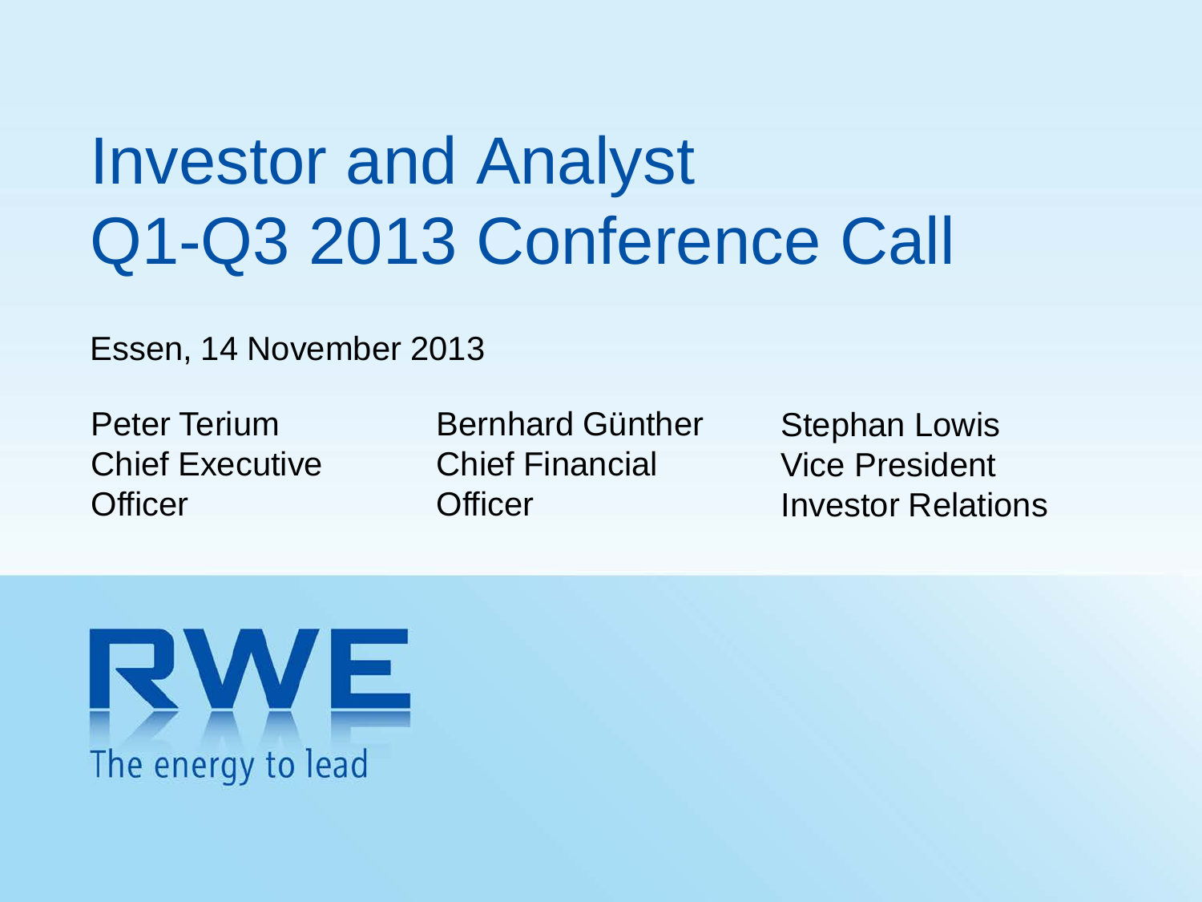# Investor and Analyst Q1-Q3 2013 Conference Call

Essen, 14 November 2013

Peter Terium
Chief Executive Officer

Bernhard Günther
Chief Financial Officer

Stephan Lowis
Vice President
Investor Relations

RWE
The energy to lead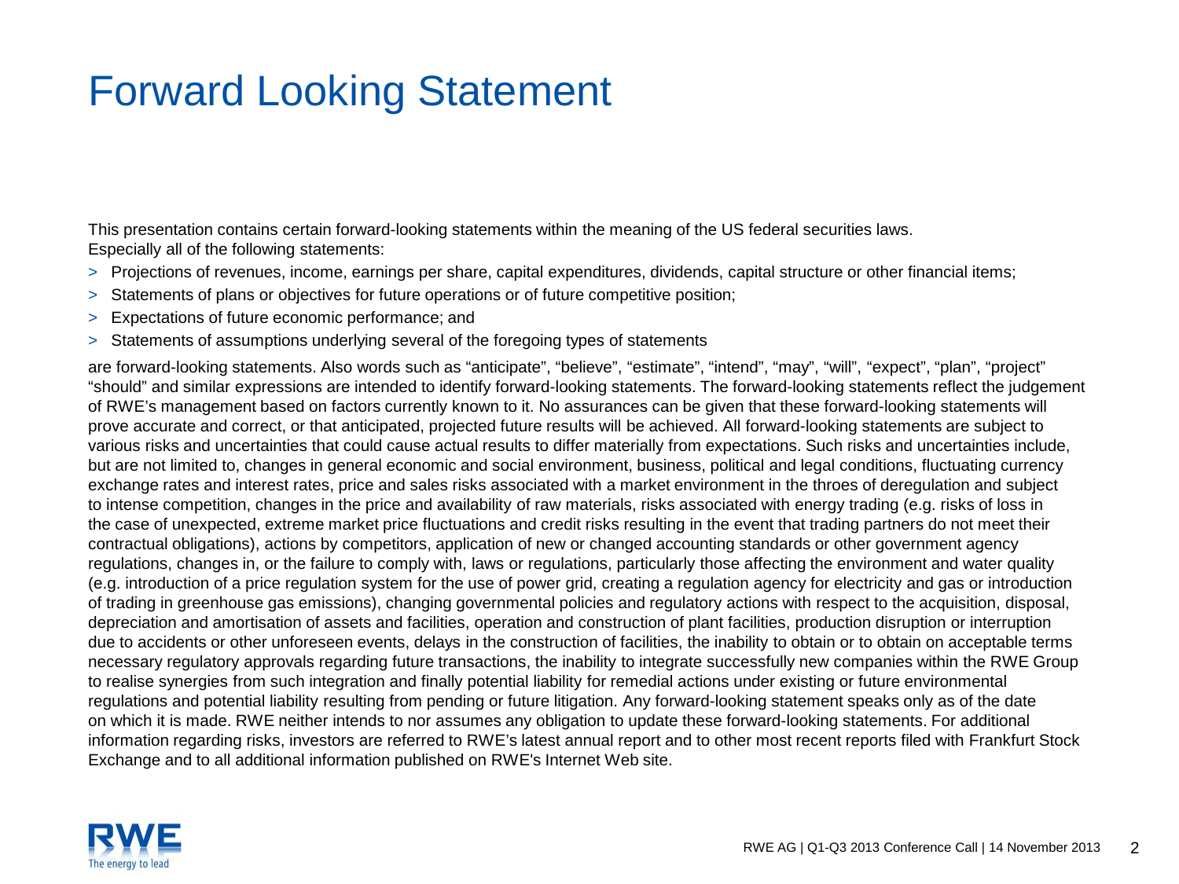# Forward Looking Statement

This presentation contains certain forward-looking statements within the meaning of the US federal securities laws. Especially all of the following statements:

- Projections of revenues, income, earnings per share, capital expenditures, dividends, capital structure or other financial items;
- Statements of plans or objectives for future operations or of future competitive position;
- Expectations of future economic performance; and
- Statements of assumptions underlying several of the foregoing types of statements

are forward-looking statements. Also words such as “anticipate”, “believe”, “estimate”, “intend”, “may”, “will”, “expect”, “plan”, “project” “should” and similar expressions are intended to identify forward-looking statements. The forward-looking statements reflect the judgement of RWE’s management based on factors currently known to it. No assurances can be given that these forward-looking statements will prove accurate and correct, or that anticipated, projected future results will be achieved. All forward-looking statements are subject to various risks and uncertainties that could cause actual results to differ materially from expectations. Such risks and uncertainties include, but are not limited to, changes in general economic and social environment, business, political and legal conditions, fluctuating currency exchange rates and interest rates, price and sales risks associated with a market environment in the throes of deregulation and subject to intense competition, changes in the price and availability of raw materials, risks associated with energy trading (e.g. risks of loss in the case of unexpected, extreme market price fluctuations and credit risks resulting in the event that trading partners do not meet their contractual obligations), actions by competitors, application of new or changed accounting standards or other government agency regulations, changes in, or the failure to comply with, laws or regulations, particularly those affecting the environment and water quality (e.g. introduction of a price regulation system for the use of power grid, creating a regulation agency for electricity and gas or introduction of trading in greenhouse gas emissions), changing governmental policies and regulatory actions with respect to the acquisition, disposal, depreciation and amortisation of assets and facilities, operation and construction of plant facilities, production disruption or interruption due to accidents or other unforeseen events, delays in the construction of facilities, the inability to obtain or to obtain on acceptable terms necessary regulatory approvals regarding future transactions, the inability to integrate successfully new companies within the RWE Group to realise synergies from such integration and finally potential liability for remedial actions under existing or future environmental regulations and potential liability resulting from pending or future litigation. Any forward-looking statement speaks only as of the date on which it is made. RWE neither intends to nor assumes any obligation to update these forward-looking statements. For additional information regarding risks, investors are referred to RWE’s latest annual report and to other most recent reports filed with Frankfurt Stock Exchange and to all additional information published on RWE's Internet Web site.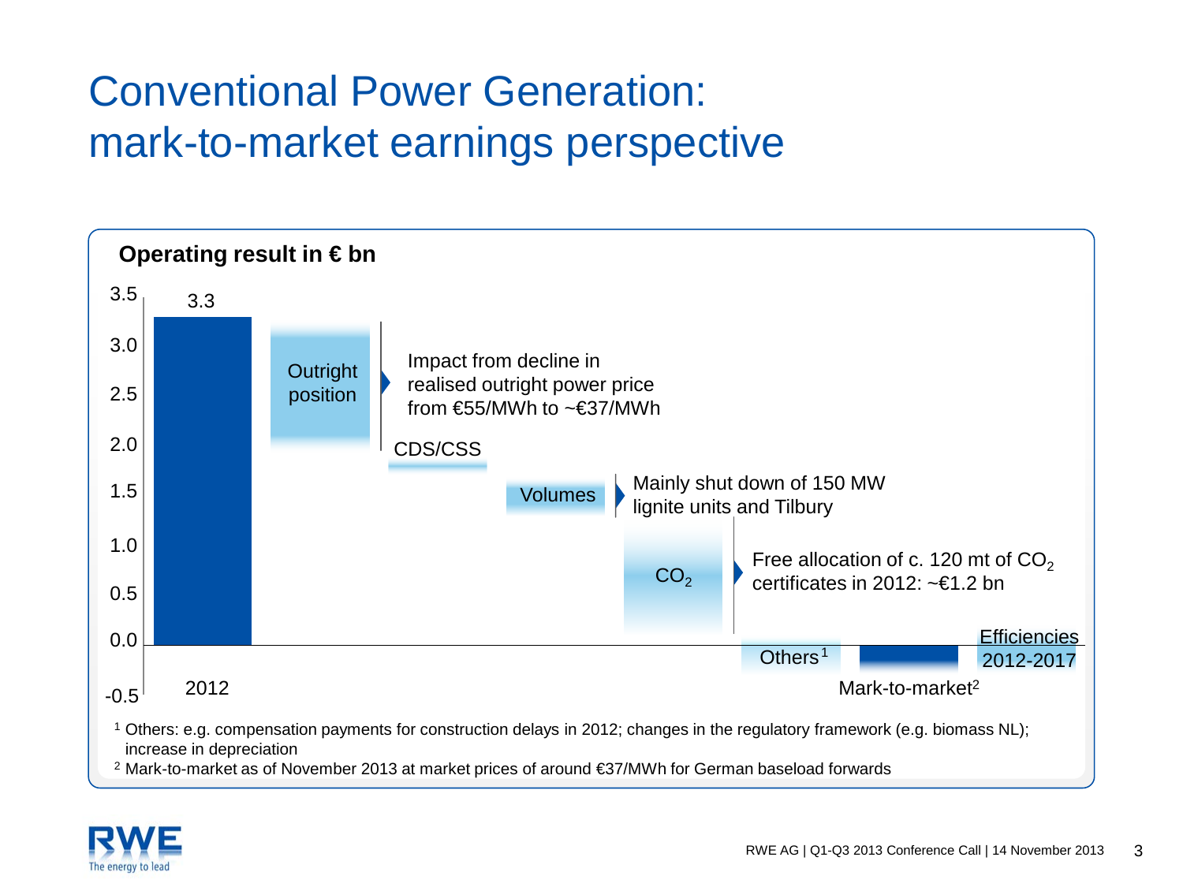# Conventional Power Generation: mark-to-market earnings perspective

**Operating result in € bn**

- 2012: 3.3
- Outright position — Impact from decline in realised outright power price from €55/MWh to ~€37/MWh
- CDS/CSS
- Volumes — Mainly shut down of 150 MW lignite units and Tilbury
- $CO_2$ — Free allocation of c. 120 mt of $CO_2$ certificates in 2012: ~€1.2 bn
- Others[1]
- Efficiencies 2012-2017
- Mark-to-market[2]

[1] Others: e.g. compensation payments for construction delays in 2012; changes in the regulatory framework (e.g. biomass NL); increase in depreciation

[2] Mark-to-market as of November 2013 at market prices of around €37/MWh for German baseload forwards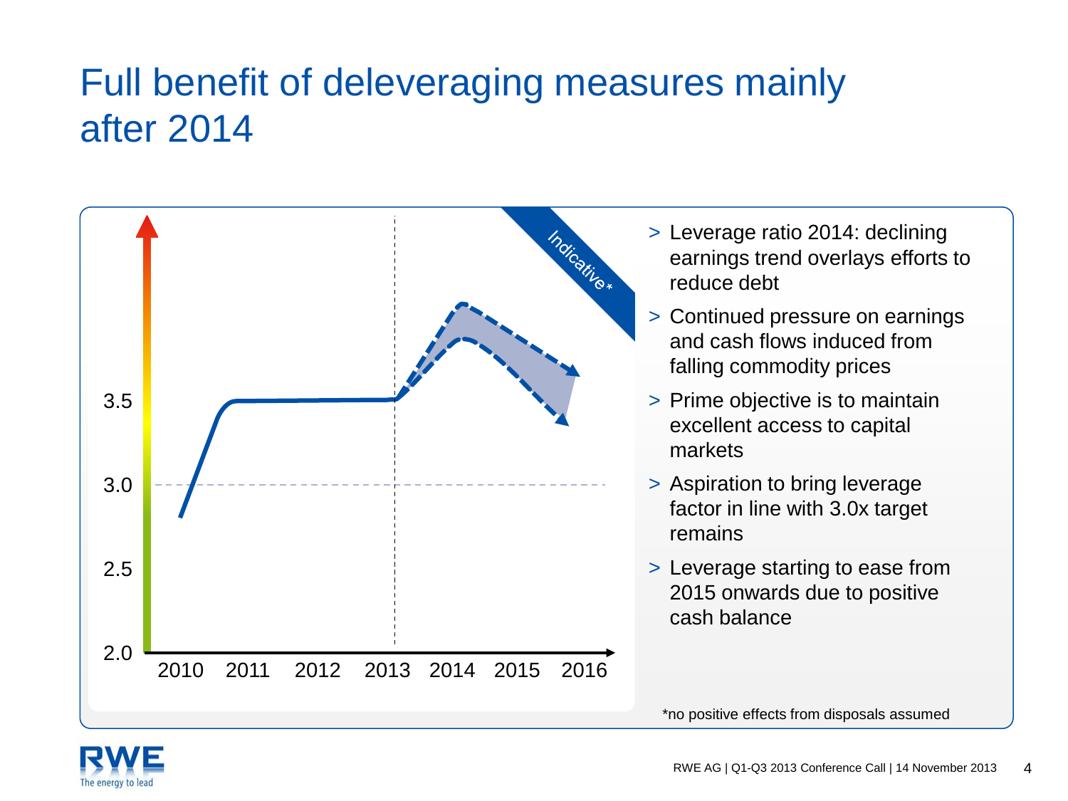# Full benefit of deleveraging measures mainly after 2014

- Leverage ratio 2014: declining earnings trend overlays efforts to reduce debt
- Continued pressure on earnings and cash flows induced from falling commodity prices
- Prime objective is to maintain excellent access to capital markets
- Aspiration to bring leverage factor in line with 3.0x target remains
- Leverage starting to ease from 2015 onwards due to positive cash balance

*no positive effects from disposals assumed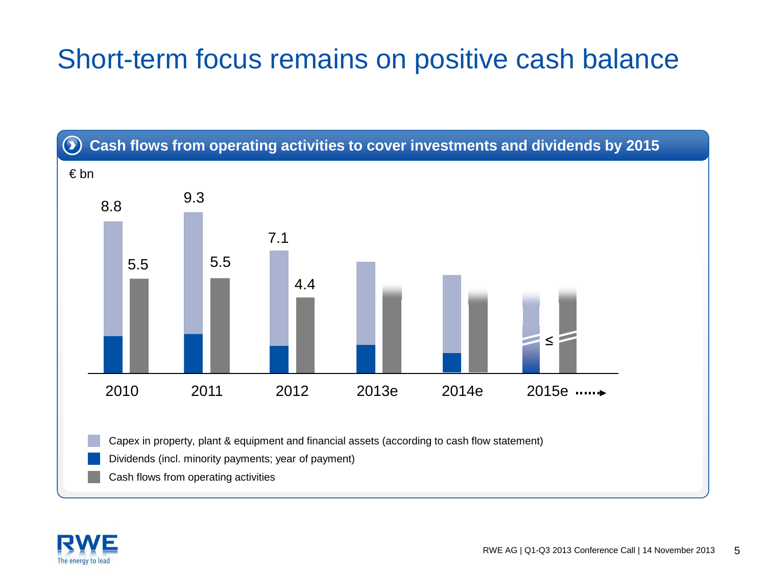# Short-term focus remains on positive cash balance

**Cash flows from operating activities to cover investments and dividends by 2015**

€ bn

| | 2010 | 2011 | 2012 | 2013e | 2014e | 2015e |
|---|---|---|---|---|---|---|
| Capex + Dividends | 8.8 | 9.3 | 7.1 | | | ≤ |
| Cash flows from operating activities | 5.5 | 5.5 | 4.4 | | | |

- Capex in property, plant & equipment and financial assets (according to cash flow statement)
- Dividends (incl. minority payments; year of payment)
- Cash flows from operating activities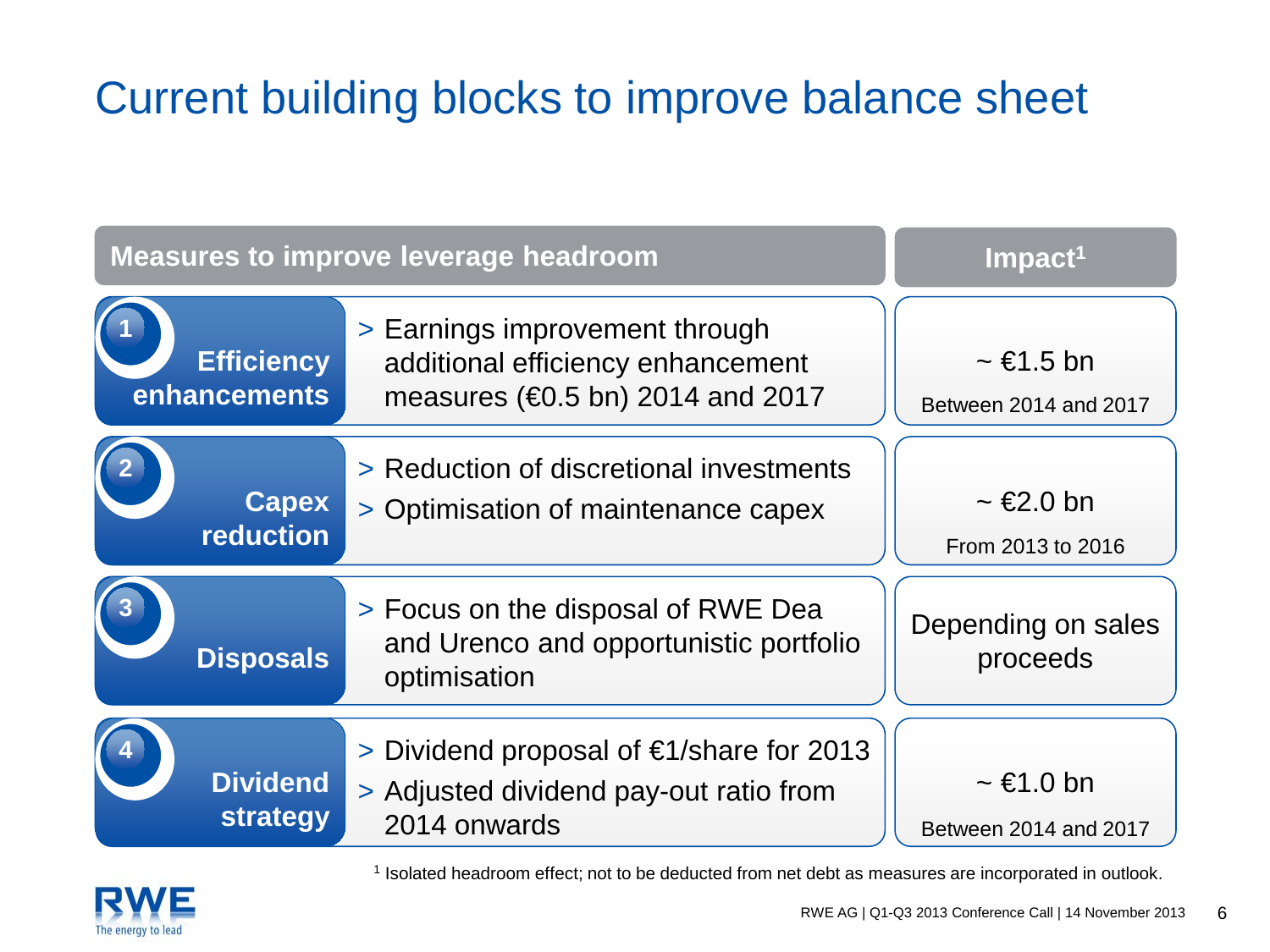# Current building blocks to improve balance sheet

| Measures to improve leverage headroom | | Impact[1] |
|---|---|---|
| 1 Efficiency enhancements | > Earnings improvement through additional efficiency enhancement measures (€0.5 bn) 2014 and 2017 | ~ €1.5 bn<br>Between 2014 and 2017 |
| 2 Capex reduction | > Reduction of discretional investments<br>> Optimisation of maintenance capex | ~ €2.0 bn<br>From 2013 to 2016 |
| 3 Disposals | > Focus on the disposal of RWE Dea and Urenco and opportunistic portfolio optimisation | Depending on sales proceeds |
| 4 Dividend strategy | > Dividend proposal of €1/share for 2013<br>> Adjusted dividend pay-out ratio from 2014 onwards | ~ €1.0 bn<br>Between 2014 and 2017 |

[1] Isolated headroom effect; not to be deducted from net debt as measures are incorporated in outlook.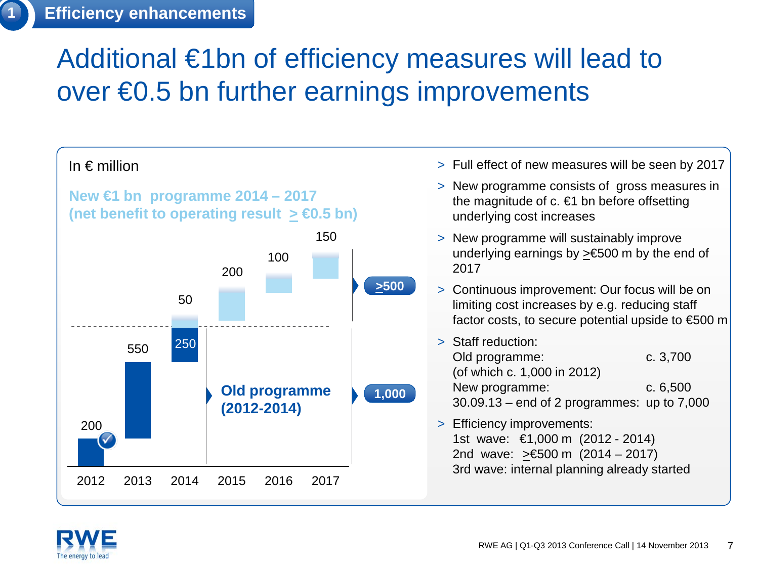**1 Efficiency enhancements**

# Additional €1bn of efficiency measures will lead to over €0.5 bn further earnings improvements

In € million

**New €1 bn programme 2014 – 2017 (net benefit to operating result ≥ €0.5 bn)**

| | 2012 | 2013 | 2014 | 2015 | 2016 | 2017 |
|---|---|---|---|---|---|---|
| Old programme (2012-2014) | 200 | 550 | 250 | | | |
| New programme 2014 – 2017 | | | 50 | 200 | 100 | 150 |

- Old programme (2012-2014): 1,000
- New programme: ≥500

> Full effect of new measures will be seen by 2017

> New programme consists of gross measures in the magnitude of c. €1 bn before offsetting underlying cost increases

> New programme will sustainably improve underlying earnings by ≥€500 m by the end of 2017

> Continuous improvement: Our focus will be on limiting cost increases by e.g. reducing staff factor costs, to secure potential upside to €500 m

> Staff reduction:

| | |
|---|---|
| Old programme: | c. 3,700 |
| (of which c. 1,000 in 2012) | |
| New programme: | c. 6,500 |
| 30.09.13 – end of 2 programmes: | up to 7,000 |

> Efficiency improvements:
1st wave: €1,000 m (2012 - 2014)
2nd wave: ≥€500 m (2014 – 2017)
3rd wave: internal planning already started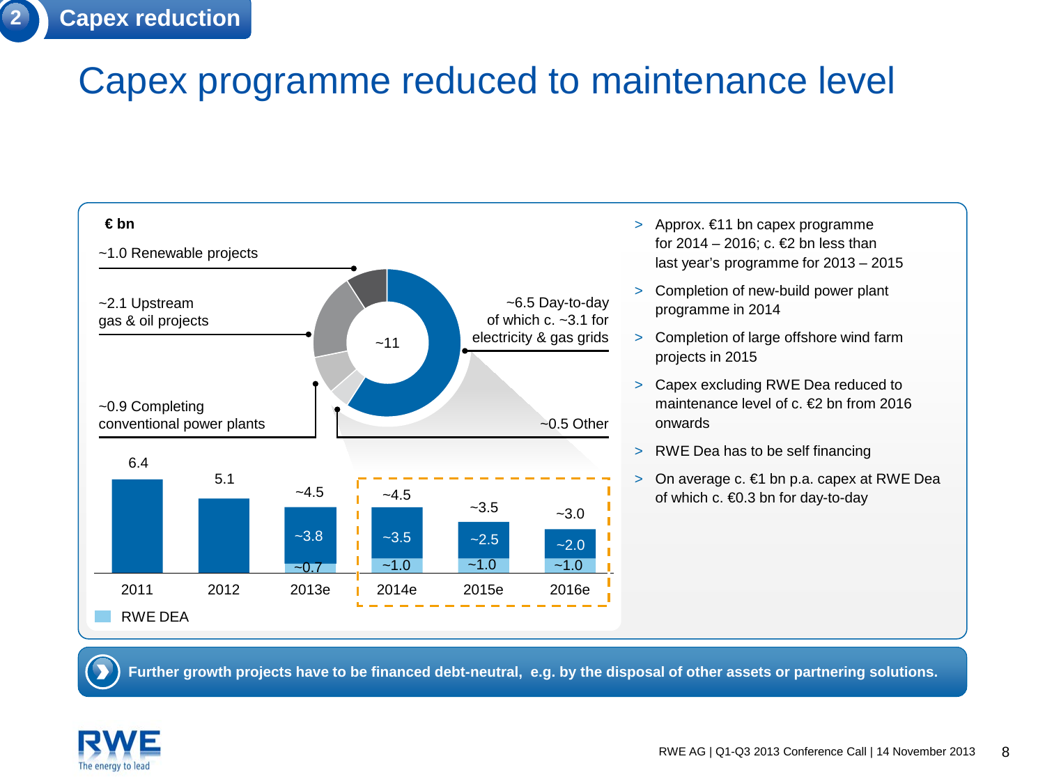2 Capex reduction

# Capex programme reduced to maintenance level

€ bn

- ~1.0 Renewable projects
- ~2.1 Upstream gas & oil projects
- ~0.9 Completing conventional power plants
- ~6.5 Day-to-day of which c. ~3.1 for electricity & gas grids
- ~0.5 Other

Total: ~11

| | 2011 | 2012 | 2013e | 2014e | 2015e | 2016e |
|---|---|---|---|---|---|---|
| Total | 6.4 | 5.1 | ~4.5 | ~4.5 | ~3.5 | ~3.0 |
| Excluding RWE DEA | | | ~3.8 | ~3.5 | ~2.5 | ~2.0 |
| RWE DEA | | | ~0.7 | ~1.0 | ~1.0 | ~1.0 |

- Approx. €11 bn capex programme for 2014 – 2016; c. €2 bn less than last year's programme for 2013 – 2015
- Completion of new-build power plant programme in 2014
- Completion of large offshore wind farm projects in 2015
- Capex excluding RWE Dea reduced to maintenance level of c. €2 bn from 2016 onwards
- RWE Dea has to be self financing
- On average c. €1 bn p.a. capex at RWE Dea of which c. €0.3 bn for day-to-day

**Further growth projects have to be financed debt-neutral, e.g. by the disposal of other assets or partnering solutions.**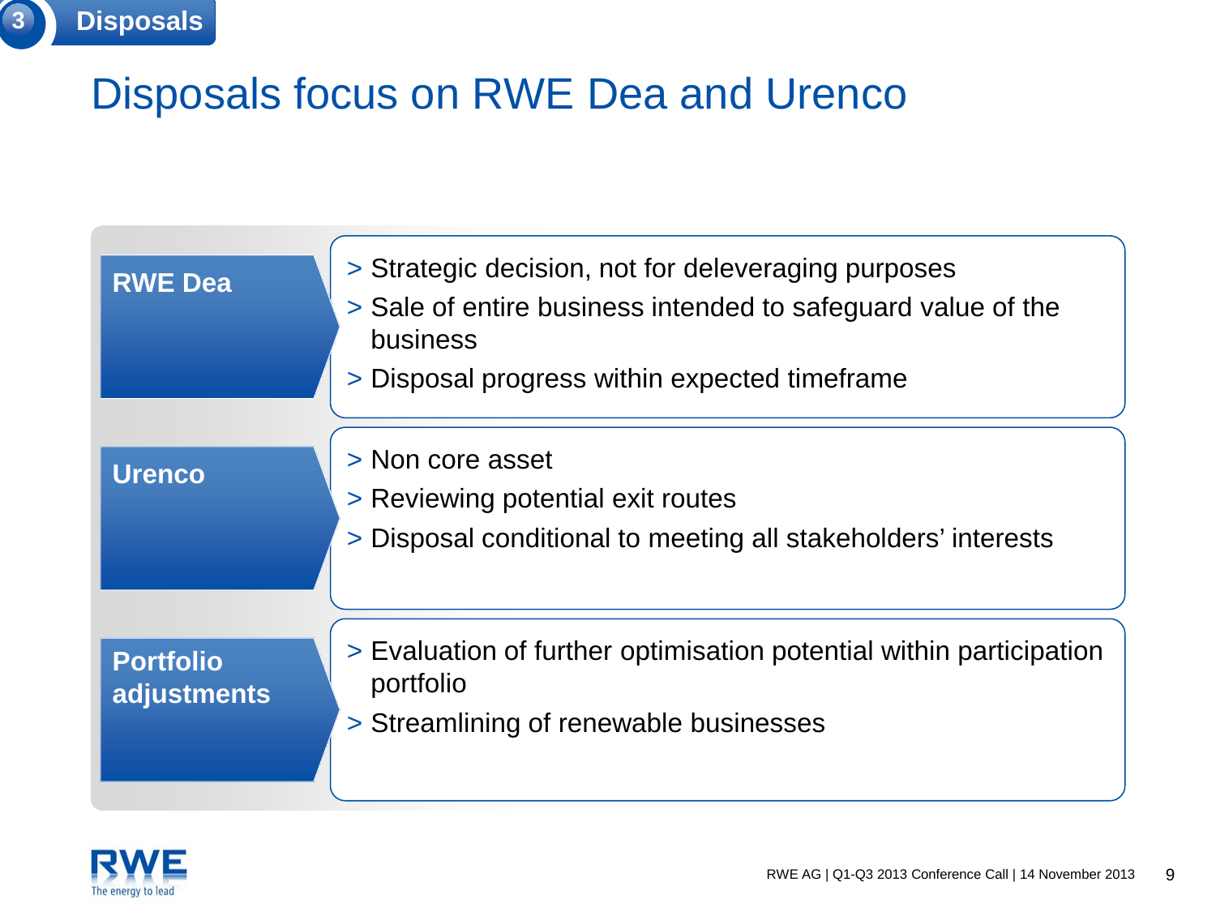3 Disposals

# Disposals focus on RWE Dea and Urenco

**RWE Dea**

- Strategic decision, not for deleveraging purposes
- Sale of entire business intended to safeguard value of the business
- Disposal progress within expected timeframe

**Urenco**

- Non core asset
- Reviewing potential exit routes
- Disposal conditional to meeting all stakeholders' interests

**Portfolio adjustments**

- Evaluation of further optimisation potential within participation portfolio
- Streamlining of renewable businesses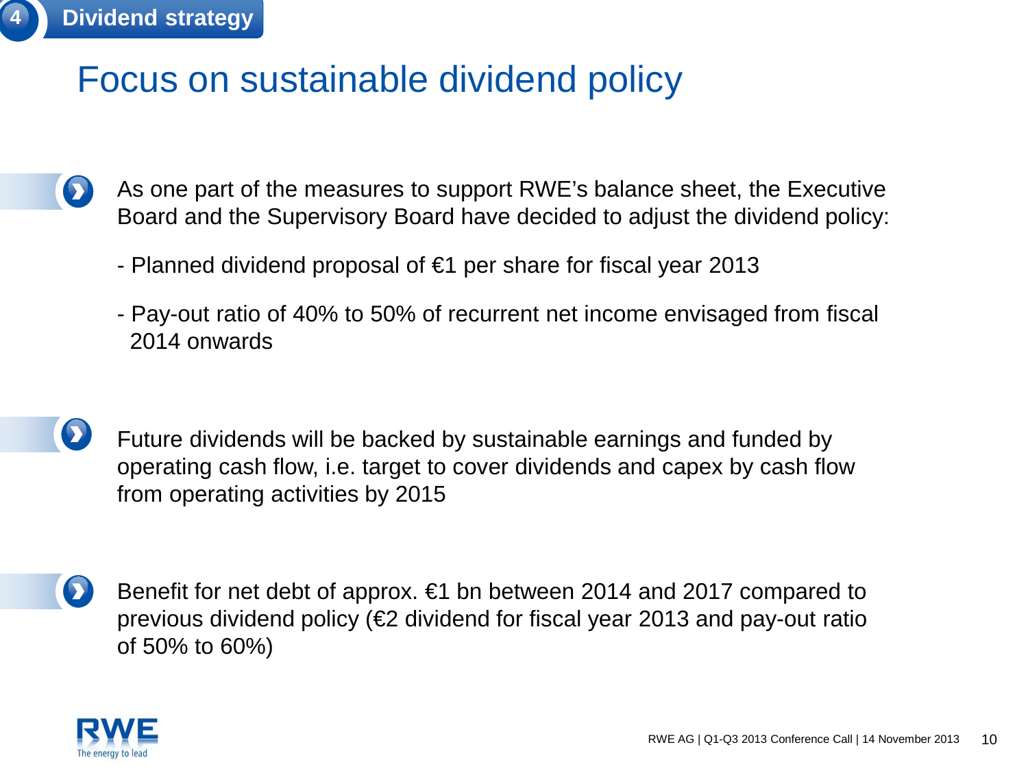**4 Dividend strategy**

# Focus on sustainable dividend policy

- As one part of the measures to support RWE's balance sheet, the Executive Board and the Supervisory Board have decided to adjust the dividend policy:

  - Planned dividend proposal of €1 per share for fiscal year 2013

  - Pay-out ratio of 40% to 50% of recurrent net income envisaged from fiscal 2014 onwards

- Future dividends will be backed by sustainable earnings and funded by operating cash flow, i.e. target to cover dividends and capex by cash flow from operating activities by 2015

- Benefit for net debt of approx. €1 bn between 2014 and 2017 compared to previous dividend policy (€2 dividend for fiscal year 2013 and pay-out ratio of 50% to 60%)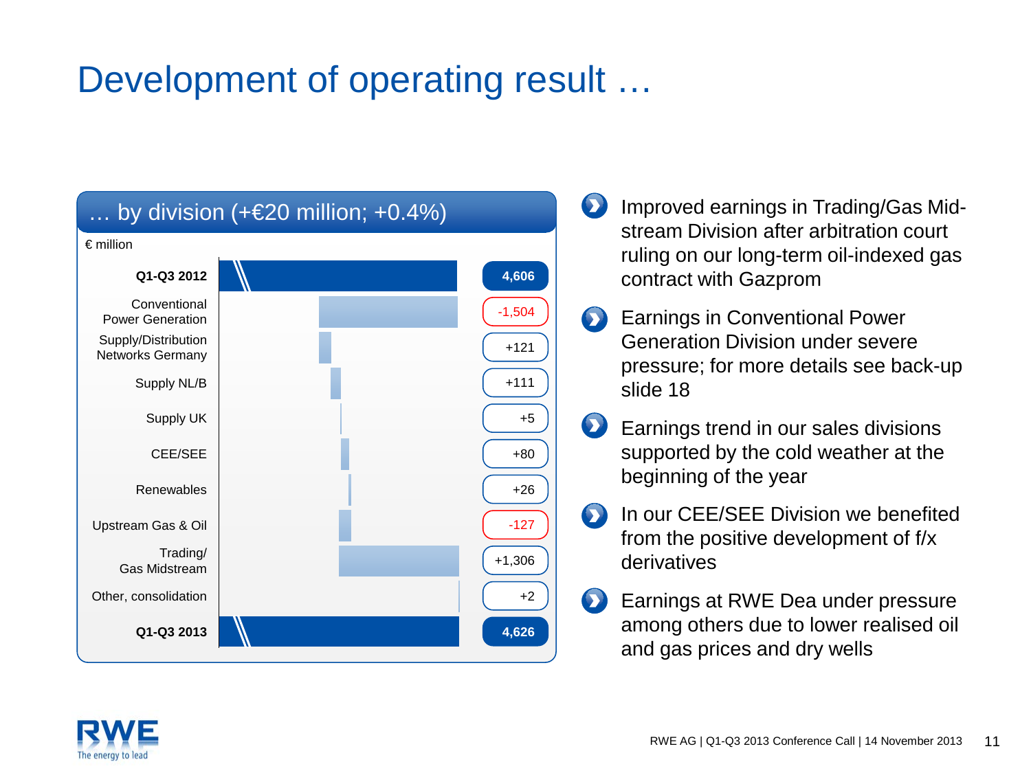# Development of operating result …

## … by division (+€20 million; +0.4%)

€ million

| Division | € million |
| --- | --- |
| **Q1-Q3 2012** | **4,606** |
| Conventional Power Generation | -1,504 |
| Supply/Distribution Networks Germany | +121 |
| Supply NL/B | +111 |
| Supply UK | +5 |
| CEE/SEE | +80 |
| Renewables | +26 |
| Upstream Gas & Oil | -127 |
| Trading/ Gas Midstream | +1,306 |
| Other, consolidation | +2 |
| **Q1-Q3 2013** | **4,626** |

- Improved earnings in Trading/Gas Midstream Division after arbitration court ruling on our long-term oil-indexed gas contract with Gazprom
- Earnings in Conventional Power Generation Division under severe pressure; for more details see back-up slide 18
- Earnings trend in our sales divisions supported by the cold weather at the beginning of the year
- In our CEE/SEE Division we benefited from the positive development of f/x derivatives
- Earnings at RWE Dea under pressure among others due to lower realised oil and gas prices and dry wells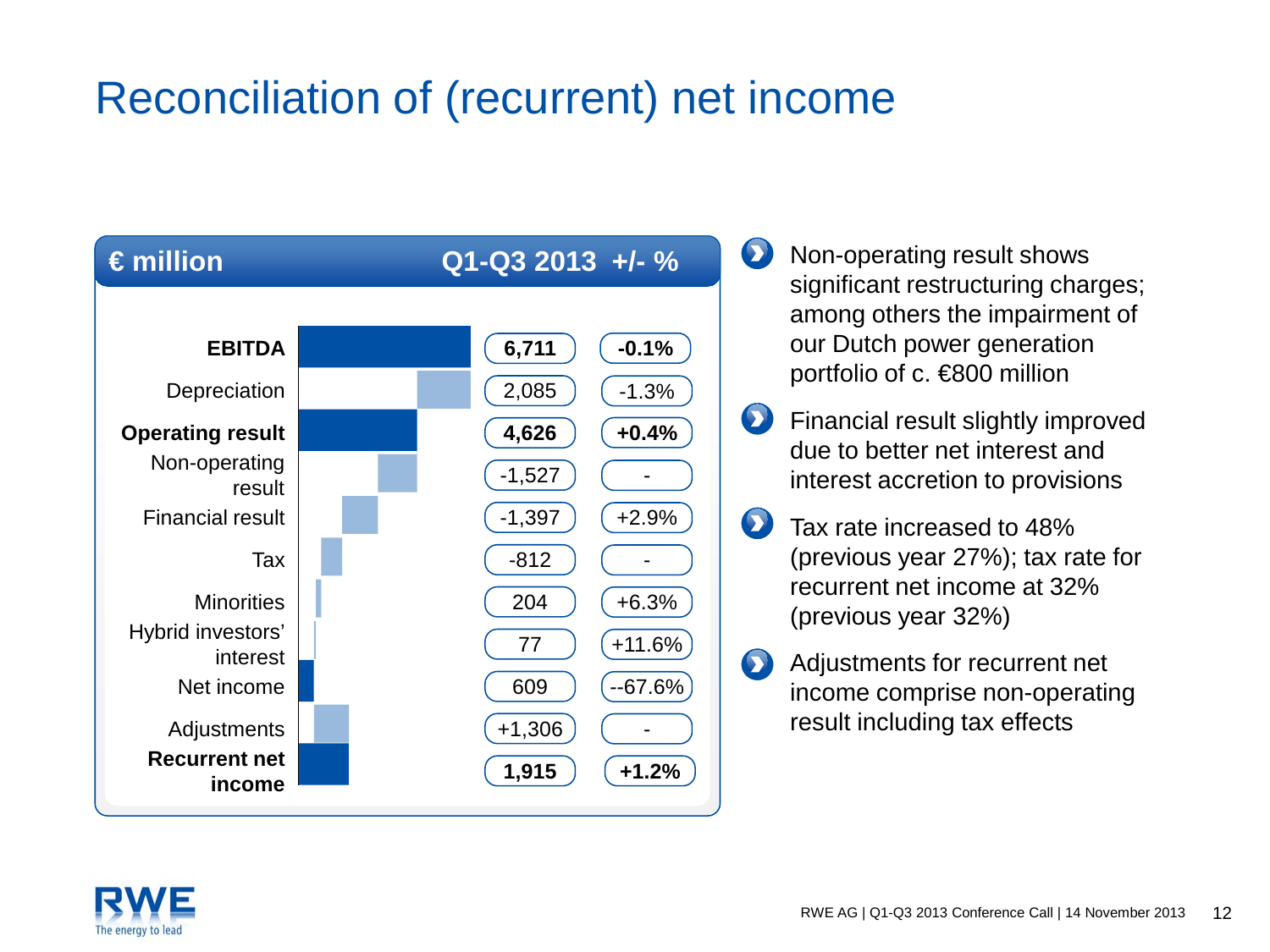# Reconciliation of (recurrent) net income

| € million | Q1-Q3 2013 | +/- % |
|---|---|---|
| **EBITDA** | **6,711** | **-0.1%** |
| Depreciation | 2,085 | -1.3% |
| **Operating result** | **4,626** | **+0.4%** |
| Non-operating result | -1,527 | - |
| Financial result | -1,397 | +2.9% |
| Tax | -812 | - |
| Minorities | 204 | +6.3% |
| Hybrid investors' interest | 77 | +11.6% |
| Net income | 609 | --67.6% |
| Adjustments | +1,306 | - |
| **Recurrent net income** | **1,915** | **+1.2%** |

- Non-operating result shows significant restructuring charges; among others the impairment of our Dutch power generation portfolio of c. €800 million
- Financial result slightly improved due to better net interest and interest accretion to provisions
- Tax rate increased to 48% (previous year 27%); tax rate for recurrent net income at 32% (previous year 32%)
- Adjustments for recurrent net income comprise non-operating result including tax effects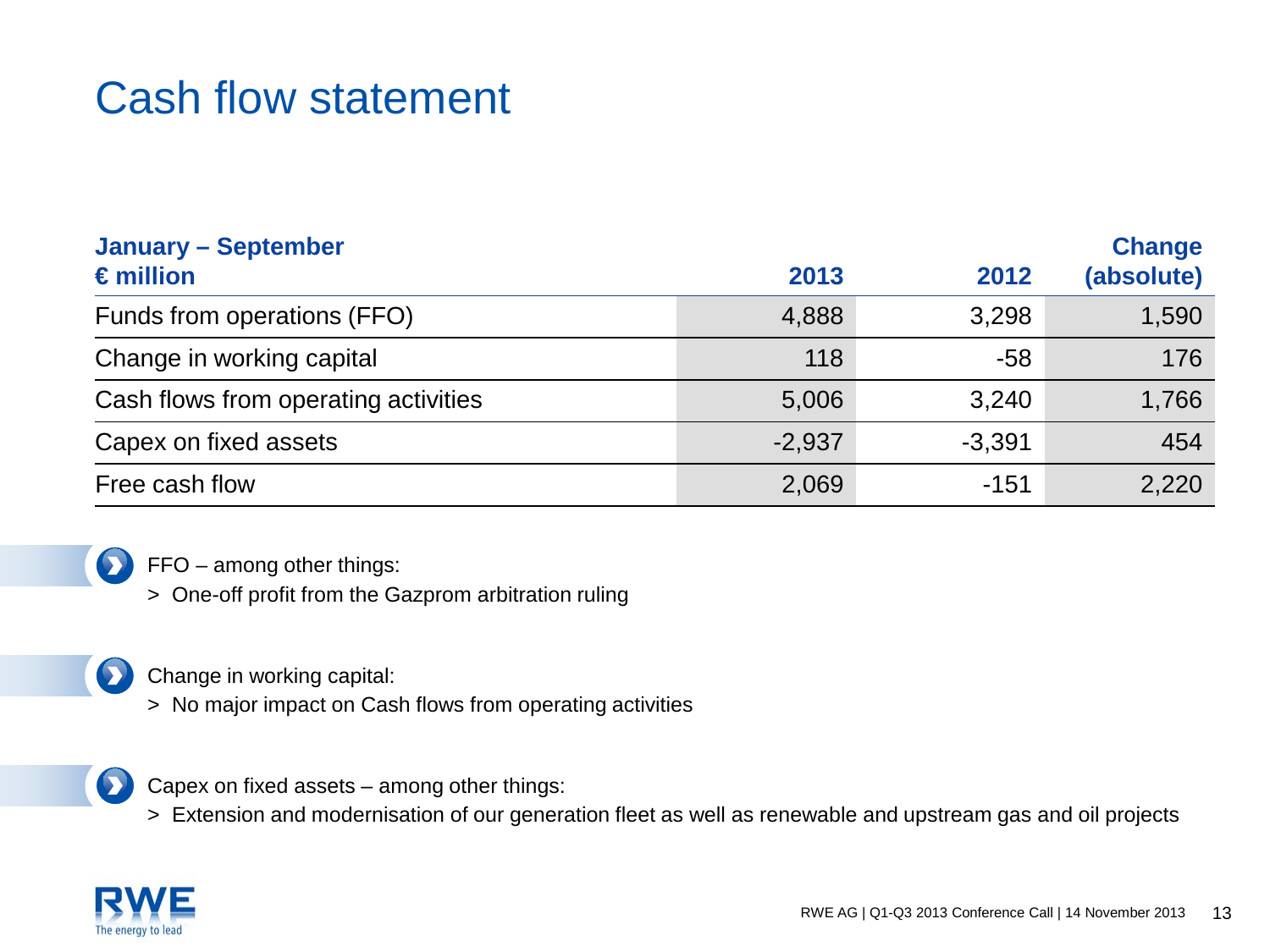# Cash flow statement

| January – September<br>€ million | 2013 | 2012 | Change (absolute) |
|---|---|---|---|
| Funds from operations (FFO) | 4,888 | 3,298 | 1,590 |
| Change in working capital | 118 | -58 | 176 |
| Cash flows from operating activities | 5,006 | 3,240 | 1,766 |
| Capex on fixed assets | -2,937 | -3,391 | 454 |
| Free cash flow | 2,069 | -151 | 2,220 |

FFO – among other things:
> One-off profit from the Gazprom arbitration ruling

Change in working capital:
> No major impact on Cash flows from operating activities

Capex on fixed assets – among other things:
> Extension and modernisation of our generation fleet as well as renewable and upstream gas and oil projects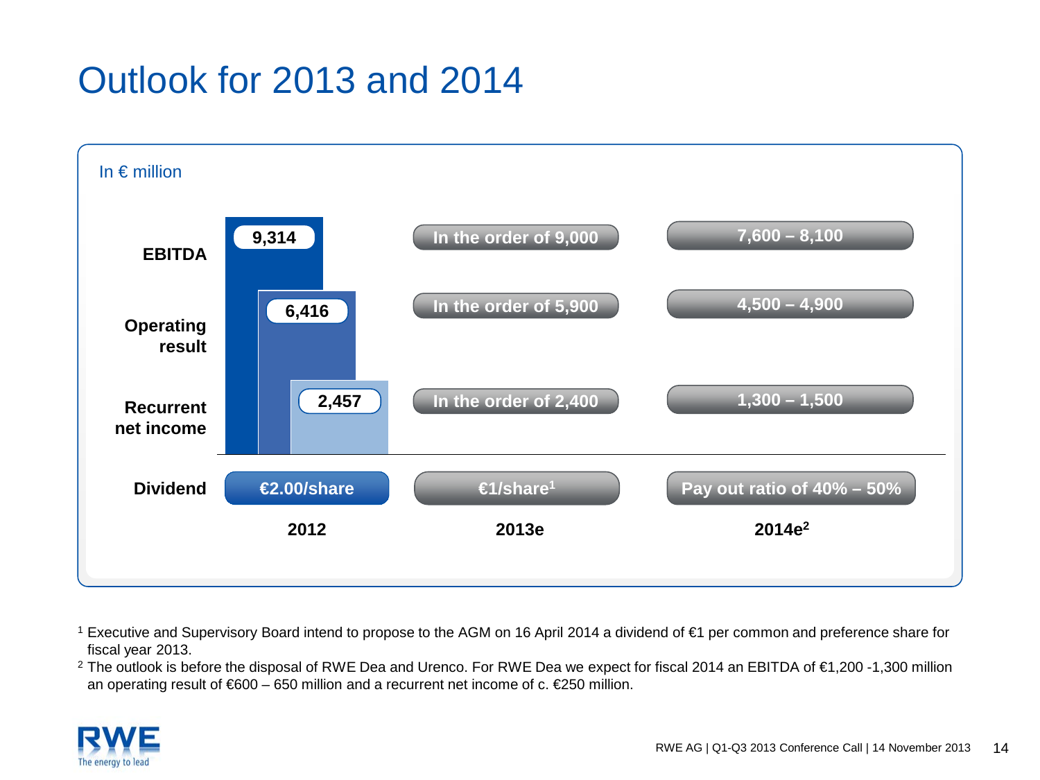# Outlook for 2013 and 2014

In € million

| | 2012 | 2013e | 2014e[2] |
|---|---|---|---|
| **EBITDA** | 9,314 | In the order of 9,000 | 7,600 – 8,100 |
| **Operating result** | 6,416 | In the order of 5,900 | 4,500 – 4,900 |
| **Recurrent net income** | 2,457 | In the order of 2,400 | 1,300 – 1,500 |
| **Dividend** | €2.00/share | €1/share[1] | Pay out ratio of 40% – 50% |

[1] Executive and Supervisory Board intend to propose to the AGM on 16 April 2014 a dividend of €1 per common and preference share for fiscal year 2013.

[2] The outlook is before the disposal of RWE Dea and Urenco. For RWE Dea we expect for fiscal 2014 an EBITDA of €1,200 -1,300 million an operating result of €600 – 650 million and a recurrent net income of c. €250 million.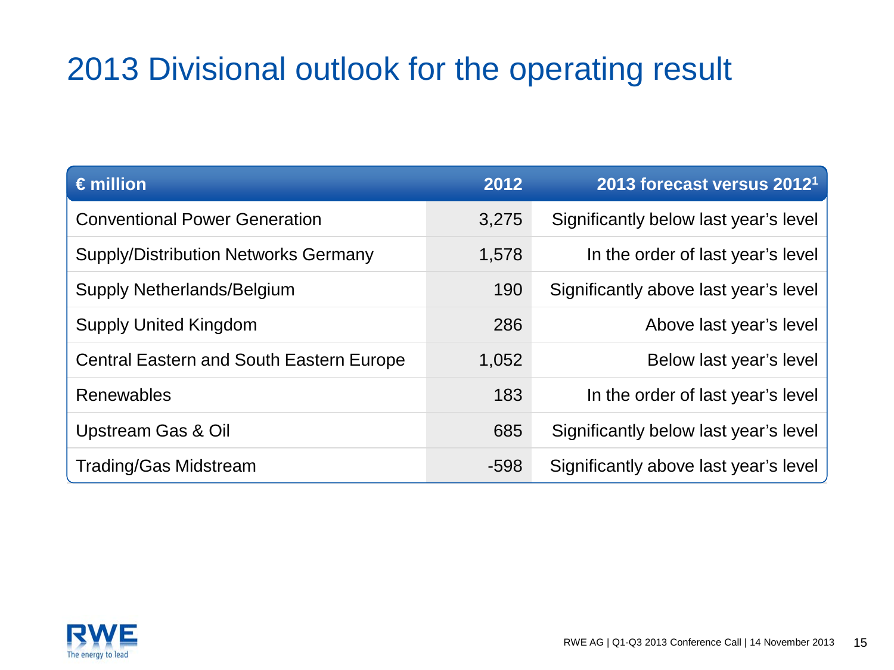# 2013 Divisional outlook for the operating result

| € million | 2012 | 2013 forecast versus 2012[1] |
|---|---|---|
| Conventional Power Generation | 3,275 | Significantly below last year's level |
| Supply/Distribution Networks Germany | 1,578 | In the order of last year's level |
| Supply Netherlands/Belgium | 190 | Significantly above last year's level |
| Supply United Kingdom | 286 | Above last year's level |
| Central Eastern and South Eastern Europe | 1,052 | Below last year's level |
| Renewables | 183 | In the order of last year's level |
| Upstream Gas & Oil | 685 | Significantly below last year's level |
| Trading/Gas Midstream | -598 | Significantly above last year's level |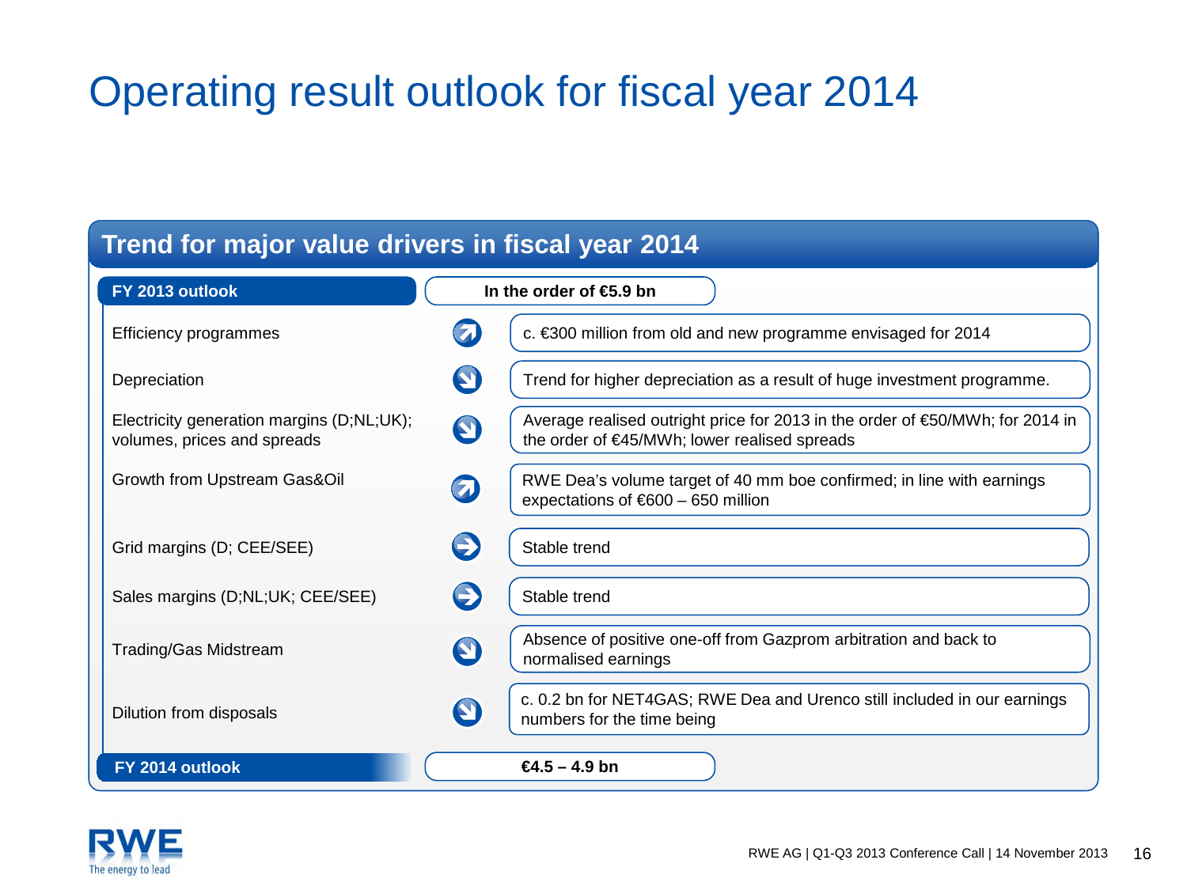# Operating result outlook for fiscal year 2014

## Trend for major value drivers in fiscal year 2014

| Value driver | Trend | Comment |
|---|---|---|
| **FY 2013 outlook** | | **In the order of €5.9 bn** |
| Efficiency programmes | ↗ | c. €300 million from old and new programme envisaged for 2014 |
| Depreciation | ↘ | Trend for higher depreciation as a result of huge investment programme. |
| Electricity generation margins (D;NL;UK); volumes, prices and spreads | ↘ | Average realised outright price for 2013 in the order of €50/MWh; for 2014 in the order of €45/MWh; lower realised spreads |
| Growth from Upstream Gas&Oil | ↗ | RWE Dea's volume target of 40 mm boe confirmed; in line with earnings expectations of €600 – 650 million |
| Grid margins (D; CEE/SEE) | → | Stable trend |
| Sales margins (D;NL;UK; CEE/SEE) | → | Stable trend |
| Trading/Gas Midstream | ↘ | Absence of positive one-off from Gazprom arbitration and back to normalised earnings |
| Dilution from disposals | ↘ | c. 0.2 bn for NET4GAS; RWE Dea and Urenco still included in our earnings numbers for the time being |
| **FY 2014 outlook** | | **€4.5 – 4.9 bn** |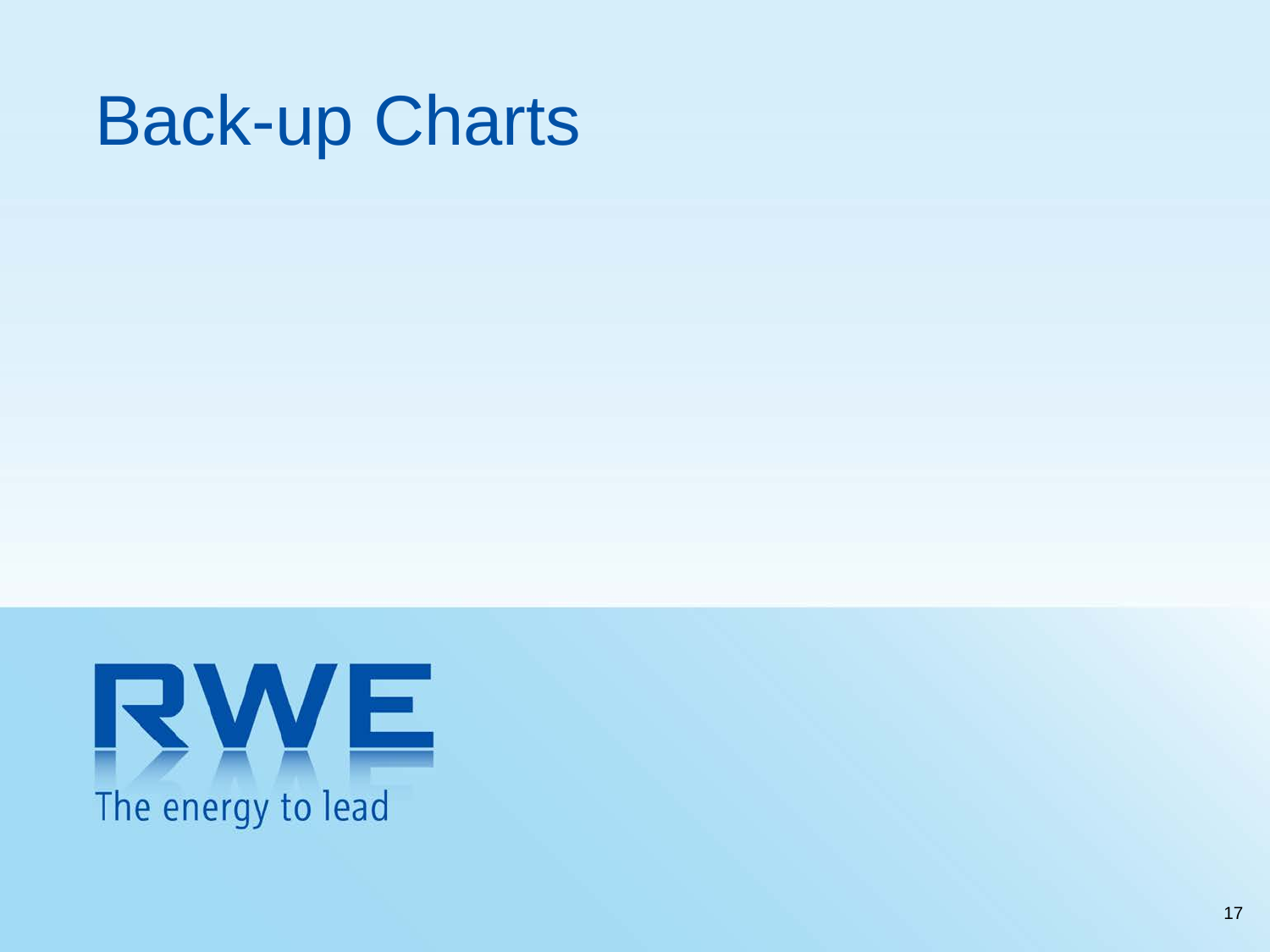# Back-up Charts

RWE

The energy to lead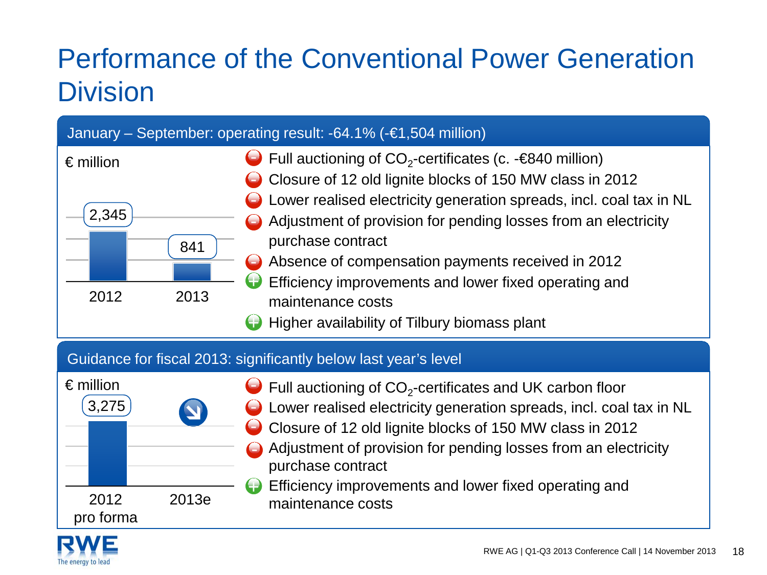# Performance of the Conventional Power Generation Division

## January – September: operating result: -64.1% (-€1,504 million)

€ million

| 2012 | 2013 |
|---|---|
| 2,345 | 841 |

- (−) Full auctioning of $CO_2$-certificates (c. -€840 million)
- (−) Closure of 12 old lignite blocks of 150 MW class in 2012
- (−) Lower realised electricity generation spreads, incl. coal tax in NL
- (−) Adjustment of provision for pending losses from an electricity purchase contract
- (−) Absence of compensation payments received in 2012
- (+) Efficiency improvements and lower fixed operating and maintenance costs
- (+) Higher availability of Tilbury biomass plant

## Guidance for fiscal 2013: significantly below last year's level

€ million

| 2012 pro forma | 2013e |
|---|---|
| 3,275 | ↘ |

- (−) Full auctioning of $CO_2$-certificates and UK carbon floor
- (−) Lower realised electricity generation spreads, incl. coal tax in NL
- (−) Closure of 12 old lignite blocks of 150 MW class in 2012
- (−) Adjustment of provision for pending losses from an electricity purchase contract
- (+) Efficiency improvements and lower fixed operating and maintenance costs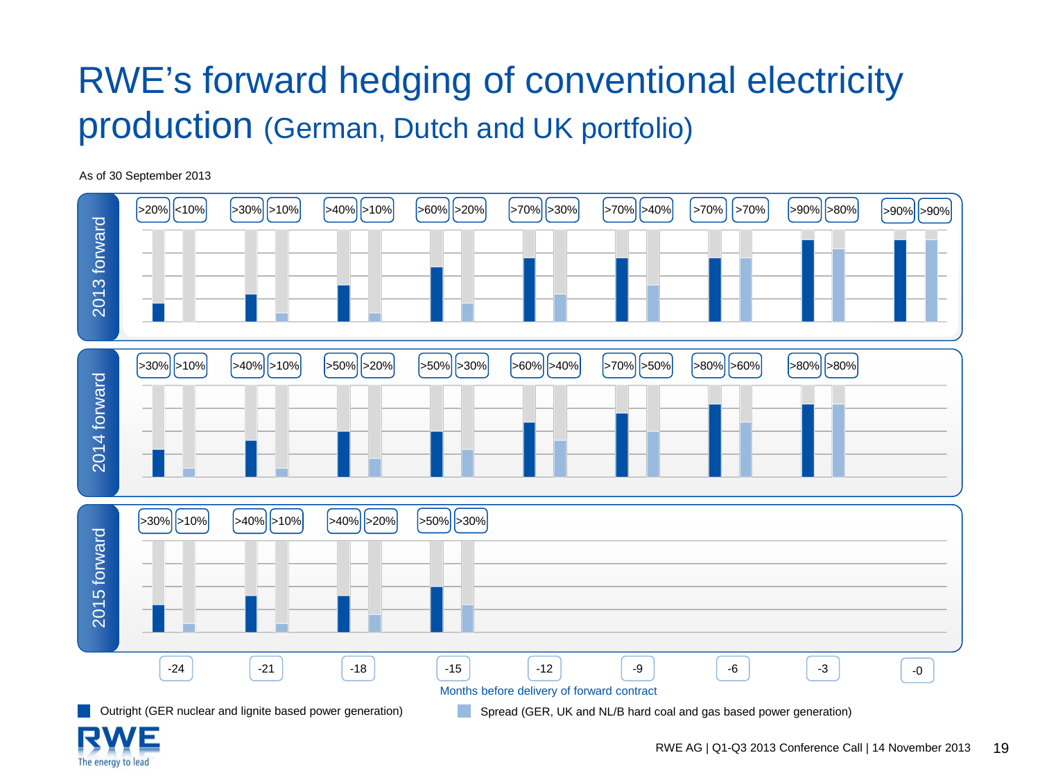# RWE's forward hedging of conventional electricity production (German, Dutch and UK portfolio)

As of 30 September 2013

| Months before delivery of forward contract | -24 | -21 | -18 | -15 | -12 | -9 | -6 | -3 | -0 |
|---|---|---|---|---|---|---|---|---|---|
| **2013 forward** – Outright | >20% | >30% | >40% | >60% | >70% | >70% | >70% | >90% | >90% |
| **2013 forward** – Spread | <10% | >10% | >10% | >20% | >30% | >40% | >70% | >80% | >90% |
| **2014 forward** – Outright | >30% | >40% | >50% | >50% | >60% | >70% | >80% | >80% | |
| **2014 forward** – Spread | >10% | >10% | >20% | >30% | >40% | >50% | >60% | >80% | |
| **2015 forward** – Outright | >30% | >40% | >40% | >50% | | | | | |
| **2015 forward** – Spread | >10% | >10% | >20% | >30% | | | | | |

Outright (GER nuclear and lignite based power generation)

Spread (GER, UK and NL/B hard coal and gas based power generation)

RWE AG | Q1-Q3 2013 Conference Call | 14 November 2013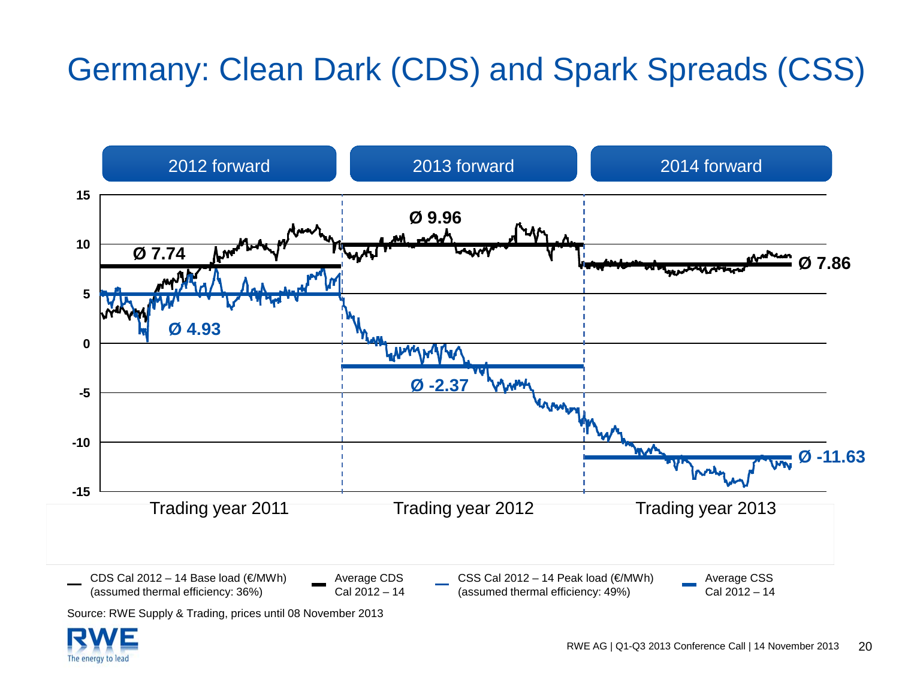# Germany: Clean Dark (CDS) and Spark Spreads (CSS)

| | 2012 forward | 2013 forward | 2014 forward |
|---|---|---|---|
| | Trading year 2011 | Trading year 2012 | Trading year 2013 |
| Average CDS | Ø 7.74 | Ø 9.96 | Ø 7.86 |
| Average CSS | Ø 4.93 | Ø -2.37 | Ø -11.63 |

- CDS Cal 2012 – 14 Base load (€/MWh) (assumed thermal efficiency: 36%)
- Average CDS Cal 2012 – 14
- CSS Cal 2012 – 14 Peak load (€/MWh) (assumed thermal efficiency: 49%)
- Average CSS Cal 2012 – 14

Source: RWE Supply & Trading, prices until 08 November 2013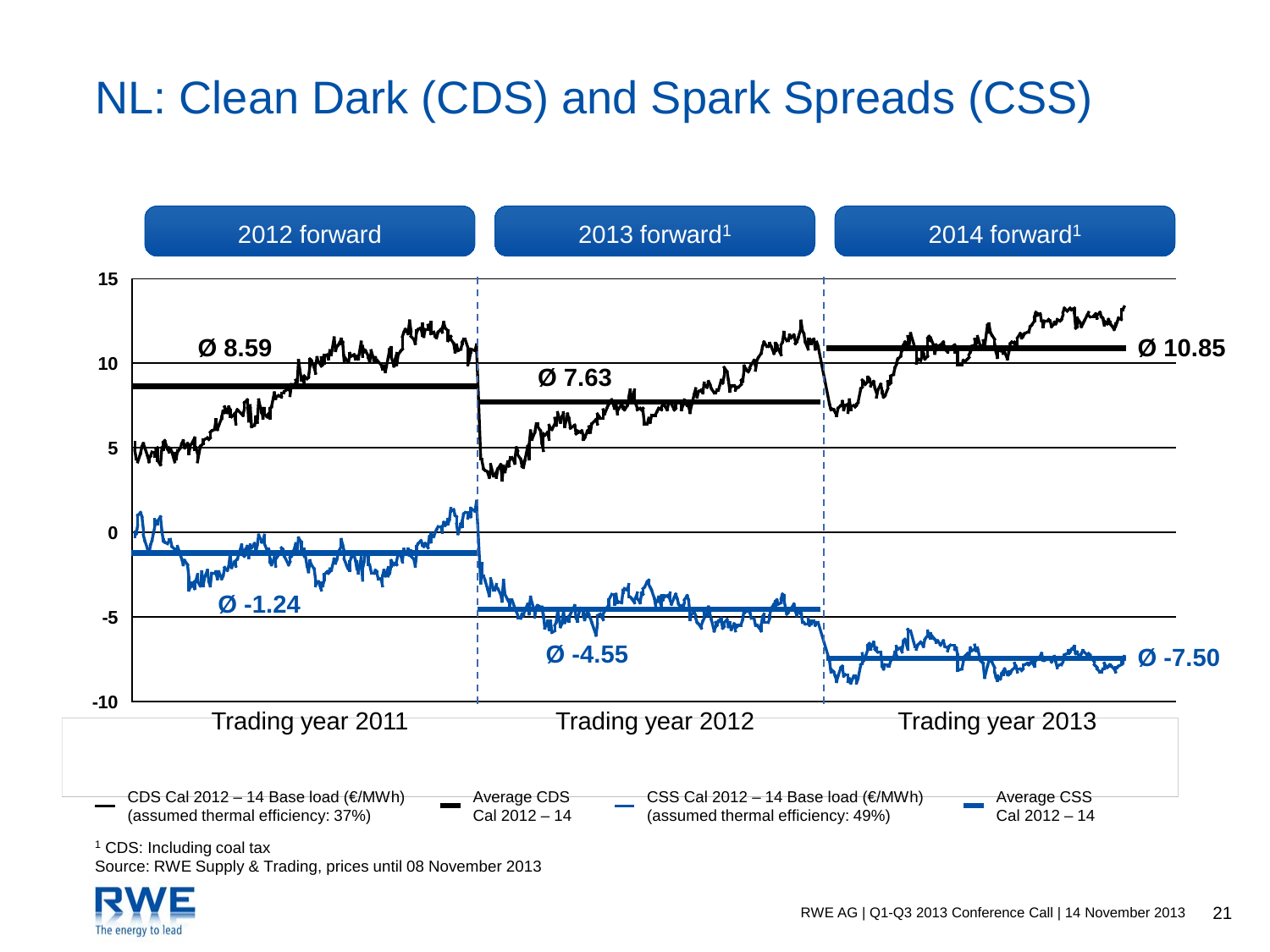# NL: Clean Dark (CDS) and Spark Spreads (CSS)

| | 2012 forward | 2013 forward[1] | 2014 forward[1] |
|---|---|---|---|
| | Trading year 2011 | Trading year 2012 | Trading year 2013 |
| Average CDS Cal 2012 – 14 | Ø 8.59 | Ø 7.63 | Ø 10.85 |
| Average CSS Cal 2012 – 14 | Ø -1.24 | Ø -4.55 | Ø -7.50 |

- CDS Cal 2012 – 14 Base load (€/MWh) (assumed thermal efficiency: 37%)
- Average CDS Cal 2012 – 14
- CSS Cal 2012 – 14 Base load (€/MWh) (assumed thermal efficiency: 49%)
- Average CSS Cal 2012 – 14

[1] CDS: Including coal tax

Source: RWE Supply & Trading, prices until 08 November 2013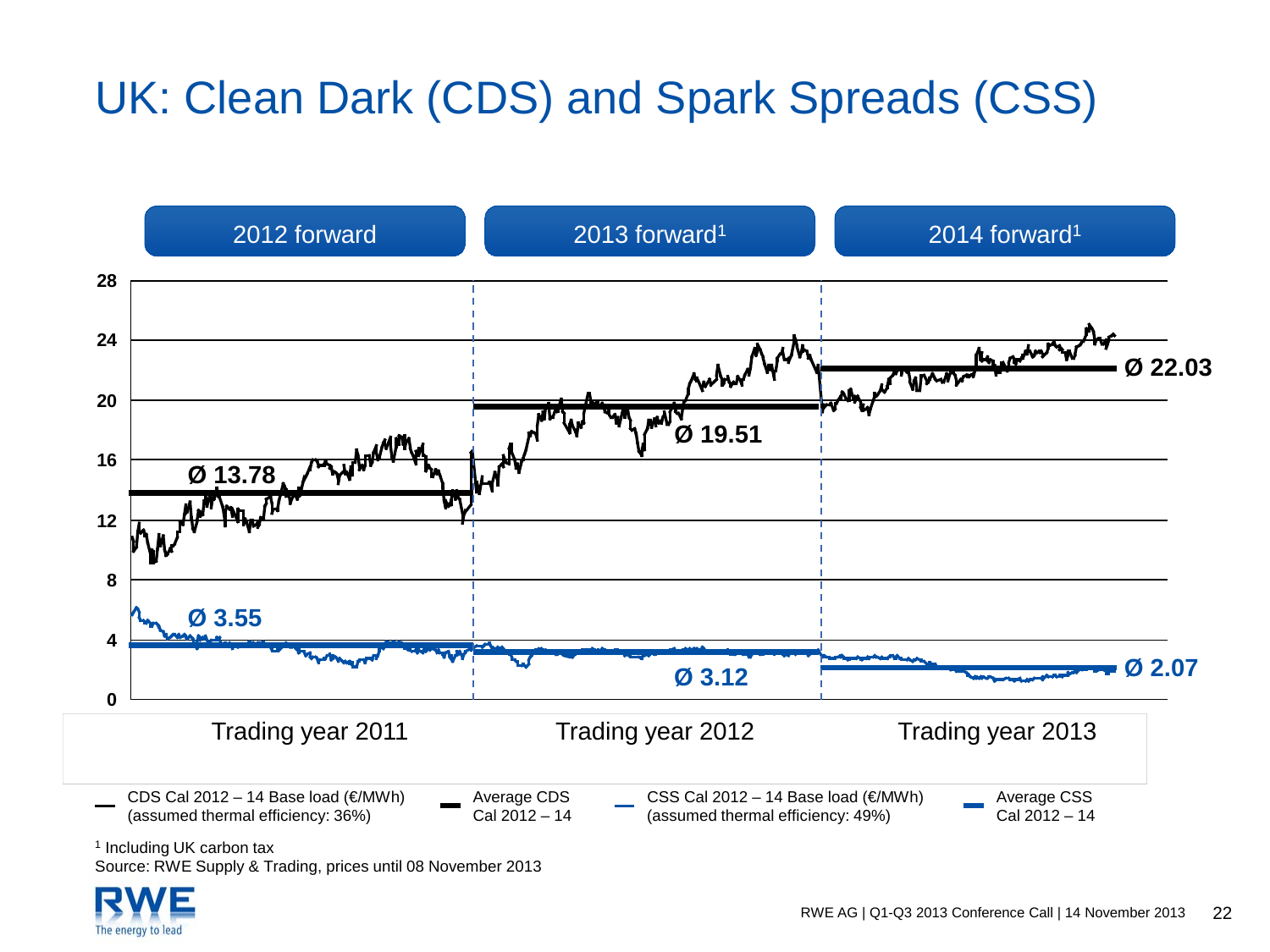# UK: Clean Dark (CDS) and Spark Spreads (CSS)

2012 forward | 2013 forward[1] | 2014 forward[1]

Ø 13.78 | Ø 19.51 | Ø 22.03

Ø 3.55 | Ø 3.12 | Ø 2.07

Trading year 2011 | Trading year 2012 | Trading year 2013

- CDS Cal 2012 – 14 Base load (€/MWh) (assumed thermal efficiency: 36%)
- Average CDS Cal 2012 – 14
- CSS Cal 2012 – 14 Base load (€/MWh) (assumed thermal efficiency: 49%)
- Average CSS Cal 2012 – 14

[1] Including UK carbon tax

Source: RWE Supply & Trading, prices until 08 November 2013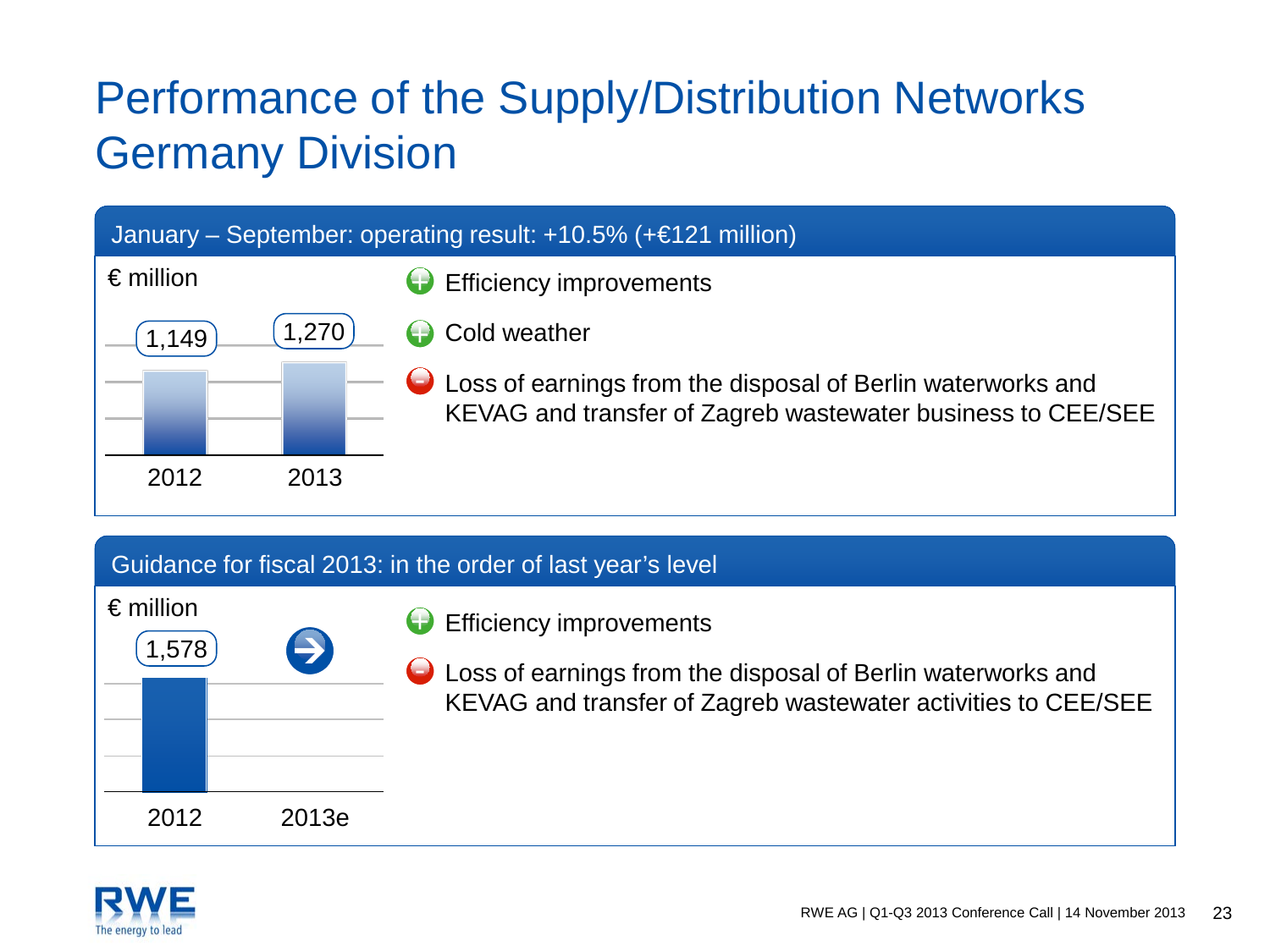# Performance of the Supply/Distribution Networks Germany Division

## January – September: operating result: +10.5% (+€121 million)

€ million

| | 2012 | 2013 |
|---|---|---|
| Operating result | 1,149 | 1,270 |

- (+) Efficiency improvements
- (+) Cold weather
- (−) Loss of earnings from the disposal of Berlin waterworks and KEVAG and transfer of Zagreb wastewater business to CEE/SEE

## Guidance for fiscal 2013: in the order of last year's level

€ million

| | 2012 | 2013e |
|---|---|---|
| Operating result | 1,578 | → |

- (+) Efficiency improvements
- (−) Loss of earnings from the disposal of Berlin waterworks and KEVAG and transfer of Zagreb wastewater activities to CEE/SEE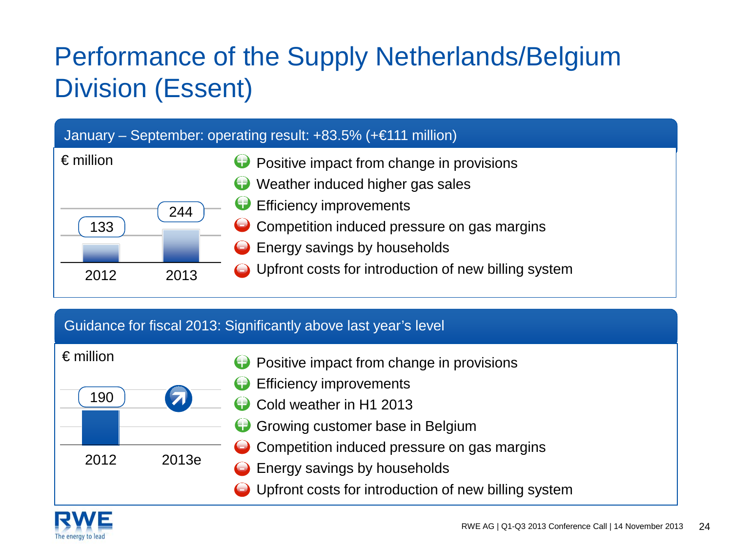# Performance of the Supply Netherlands/Belgium Division (Essent)

## January – September: operating result: +83.5% (+€111 million)

€ million

| 2012 | 2013 |
|---|---|
| 133 | 244 |

- ⊕ Positive impact from change in provisions
- ⊕ Weather induced higher gas sales
- ⊕ Efficiency improvements
- ⊖ Competition induced pressure on gas margins
- ⊖ Energy savings by households
- ⊖ Upfront costs for introduction of new billing system

## Guidance for fiscal 2013: Significantly above last year's level

€ million

| 2012 | 2013e |
|---|---|
| 190 | ↗ |

- ⊕ Positive impact from change in provisions
- ⊕ Efficiency improvements
- ⊕ Cold weather in H1 2013
- ⊕ Growing customer base in Belgium
- ⊖ Competition induced pressure on gas margins
- ⊖ Energy savings by households
- ⊖ Upfront costs for introduction of new billing system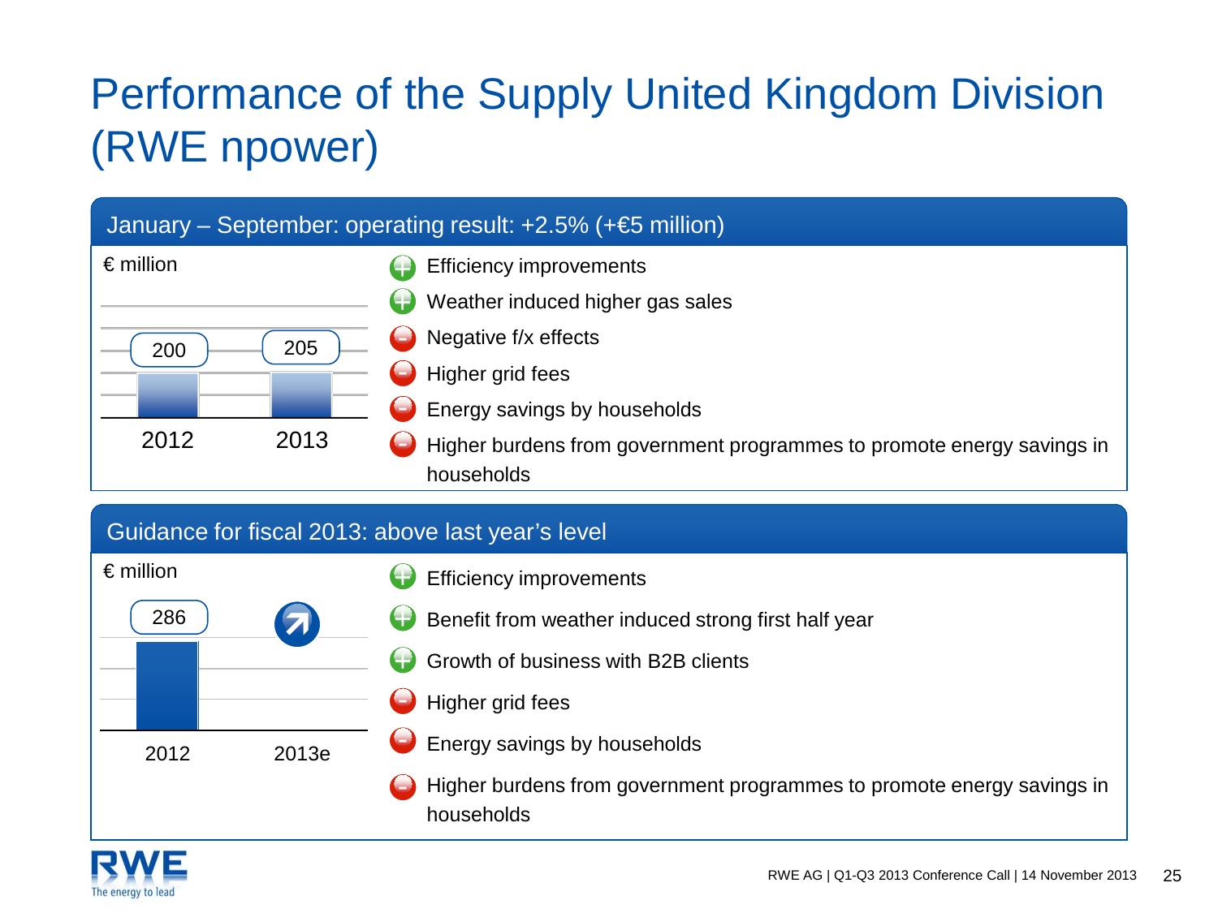# Performance of the Supply United Kingdom Division (RWE npower)

## January – September: operating result: +2.5% (+€5 million)

€ million

| 2012 | 2013 |
|---|---|
| 200 | 205 |

- (+) Efficiency improvements
- (+) Weather induced higher gas sales
- (–) Negative f/x effects
- (–) Higher grid fees
- (–) Energy savings by households
- (–) Higher burdens from government programmes to promote energy savings in households

## Guidance for fiscal 2013: above last year's level

€ million

| 2012 | 2013e |
|---|---|
| 286 | ↗ |

- (+) Efficiency improvements
- (+) Benefit from weather induced strong first half year
- (+) Growth of business with B2B clients
- (–) Higher grid fees
- (–) Energy savings by households
- (–) Higher burdens from government programmes to promote energy savings in households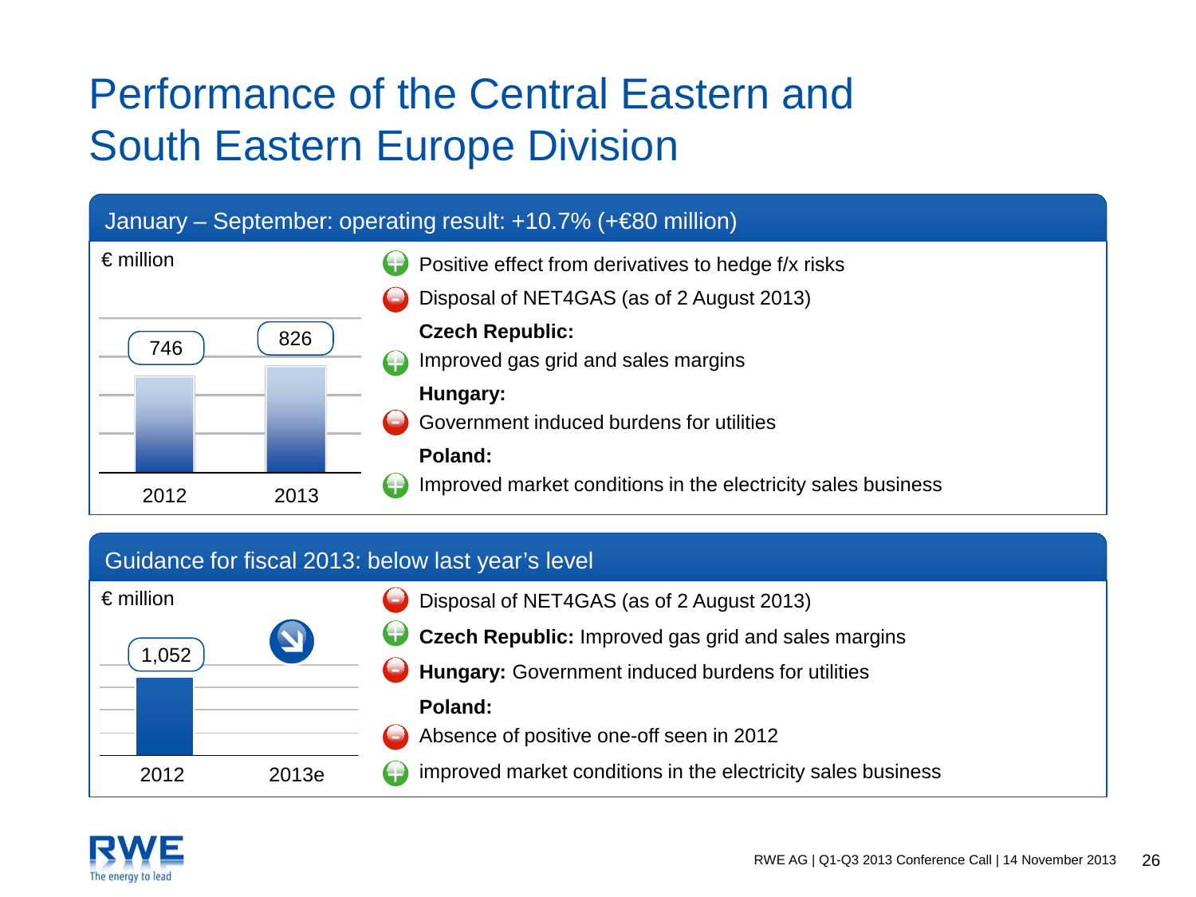# Performance of the Central Eastern and South Eastern Europe Division

## January – September: operating result: +10.7% (+€80 million)

€ million

| 2012 | 2013 |
|---|---|
| 746 | 826 |

- (+) Positive effect from derivatives to hedge f/x risks
- (–) Disposal of NET4GAS (as of 2 August 2013)

**Czech Republic:**

- (+) Improved gas grid and sales margins

**Hungary:**

- (–) Government induced burdens for utilities

**Poland:**

- (+) Improved market conditions in the electricity sales business

## Guidance for fiscal 2013: below last year's level

€ million

| 2012 | 2013e |
|---|---|
| 1,052 | ↘ |

- (–) Disposal of NET4GAS (as of 2 August 2013)
- (+) **Czech Republic:** Improved gas grid and sales margins
- (–) **Hungary:** Government induced burdens for utilities

**Poland:**

- (–) Absence of positive one-off seen in 2012
- (+) improved market conditions in the electricity sales business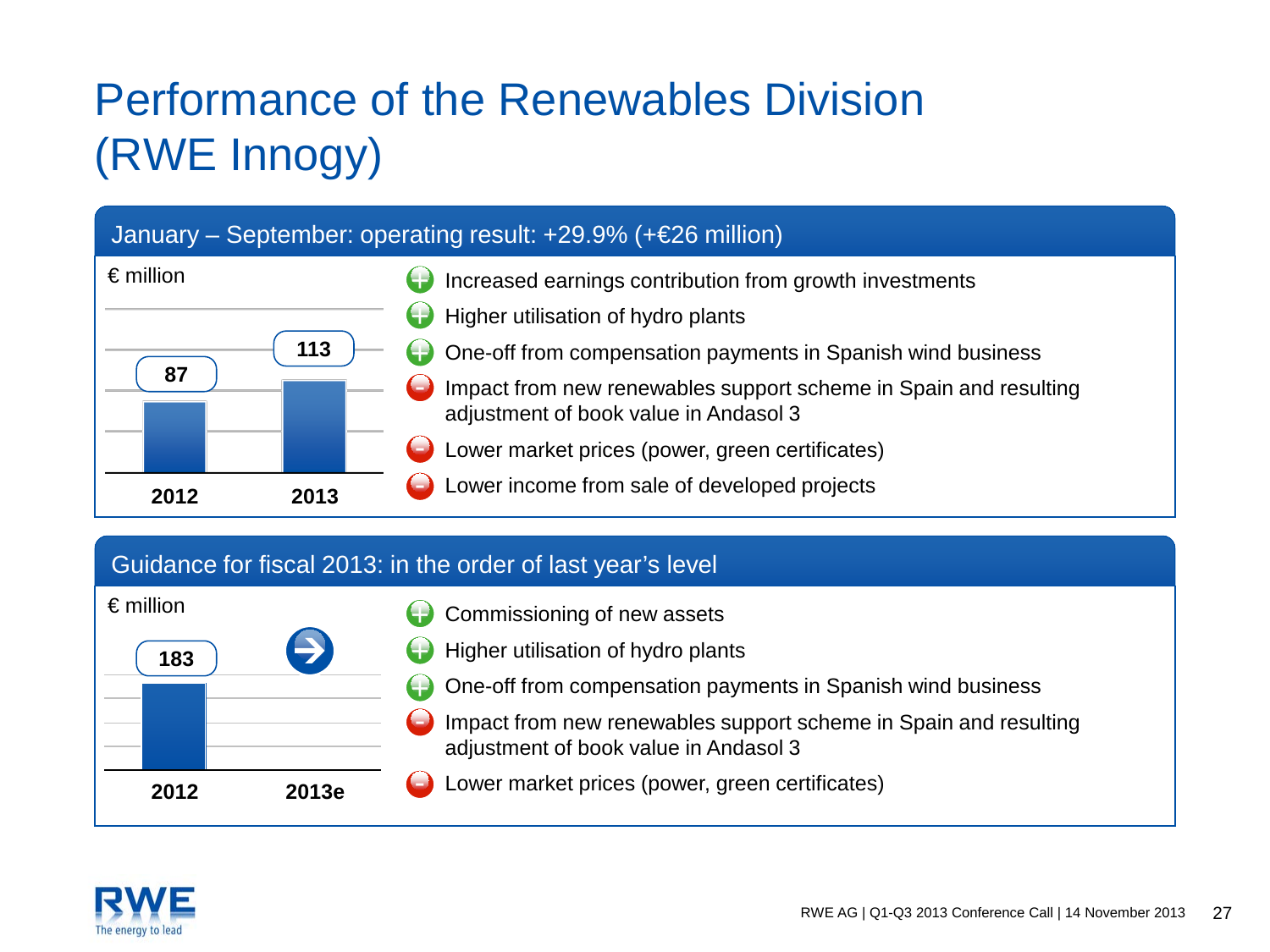# Performance of the Renewables Division (RWE Innogy)

## January – September: operating result: +29.9% (+€26 million)

€ million

| 2012 | 2013 |
|---|---|
| 87 | 113 |

- ⊕ Increased earnings contribution from growth investments
- ⊕ Higher utilisation of hydro plants
- ⊕ One-off from compensation payments in Spanish wind business
- ⊖ Impact from new renewables support scheme in Spain and resulting adjustment of book value in Andasol 3
- ⊖ Lower market prices (power, green certificates)
- ⊖ Lower income from sale of developed projects

## Guidance for fiscal 2013: in the order of last year's level

€ million

| 2012 | 2013e |
|---|---|
| 183 | → |

- ⊕ Commissioning of new assets
- ⊕ Higher utilisation of hydro plants
- ⊕ One-off from compensation payments in Spanish wind business
- ⊖ Impact from new renewables support scheme in Spain and resulting adjustment of book value in Andasol 3
- ⊖ Lower market prices (power, green certificates)

RWE AG | Q1-Q3 2013 Conference Call | 14 November 2013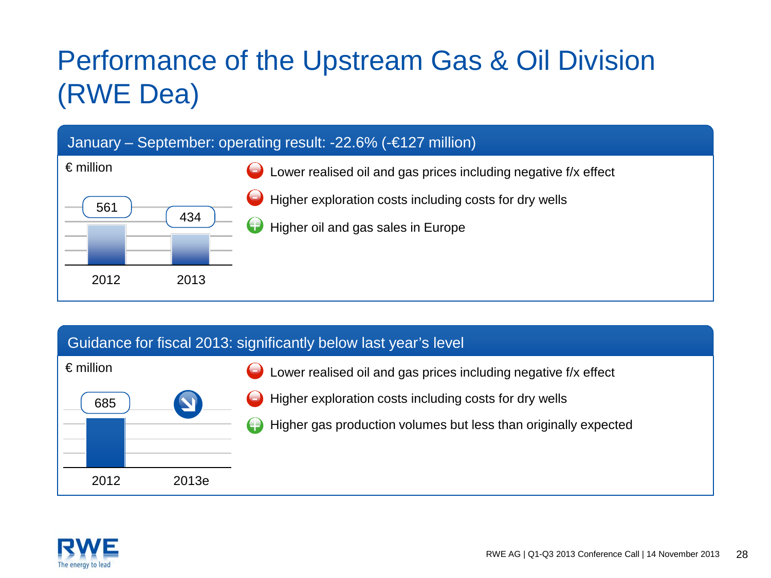# Performance of the Upstream Gas & Oil Division (RWE Dea)

## January – September: operating result: -22.6% (-€127 million)

€ million

| 2012 | 2013 |
| --- | --- |
| 561 | 434 |

- (−) Lower realised oil and gas prices including negative f/x effect
- (−) Higher exploration costs including costs for dry wells
- (+) Higher oil and gas sales in Europe

## Guidance for fiscal 2013: significantly below last year's level

€ million

| 2012 | 2013e |
| --- | --- |
| 685 | ↘ |

- (−) Lower realised oil and gas prices including negative f/x effect
- (−) Higher exploration costs including costs for dry wells
- (+) Higher gas production volumes but less than originally expected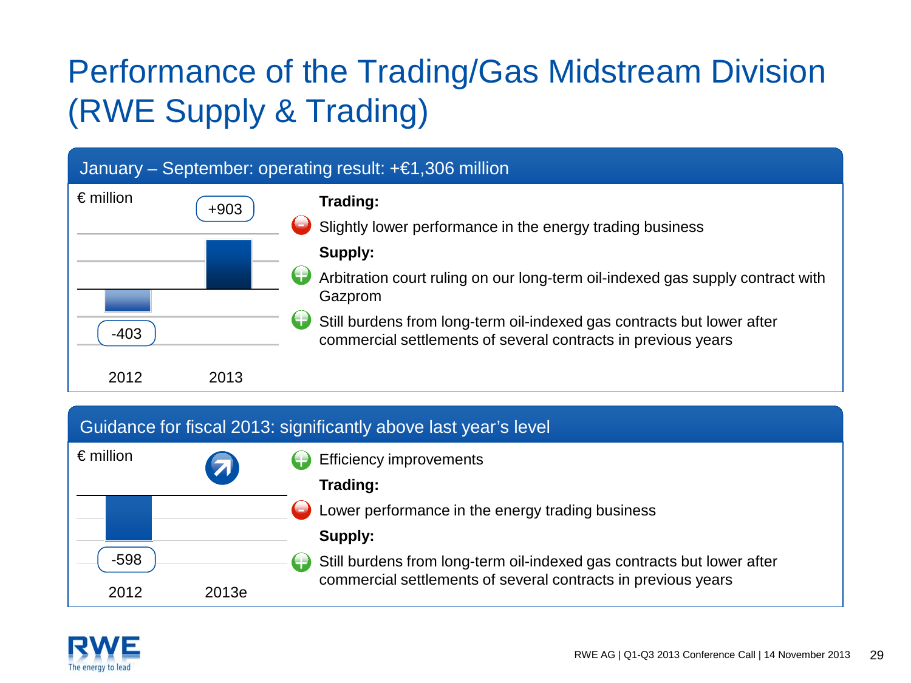# Performance of the Trading/Gas Midstream Division (RWE Supply & Trading)

## January – September: operating result: +€1,306 million

€ million

| 2012 | 2013 |
|---|---|
| -403 | +903 |

**Trading:**

- Slightly lower performance in the energy trading business

**Supply:**

- Arbitration court ruling on our long-term oil-indexed gas supply contract with Gazprom
- Still burdens from long-term oil-indexed gas contracts but lower after commercial settlements of several contracts in previous years

## Guidance for fiscal 2013: significantly above last year's level

€ million

| 2012 | 2013e |
|---|---|
| -598 | ↗ |

- Efficiency improvements

**Trading:**

- Lower performance in the energy trading business

**Supply:**

- Still burdens from long-term oil-indexed gas contracts but lower after commercial settlements of several contracts in previous years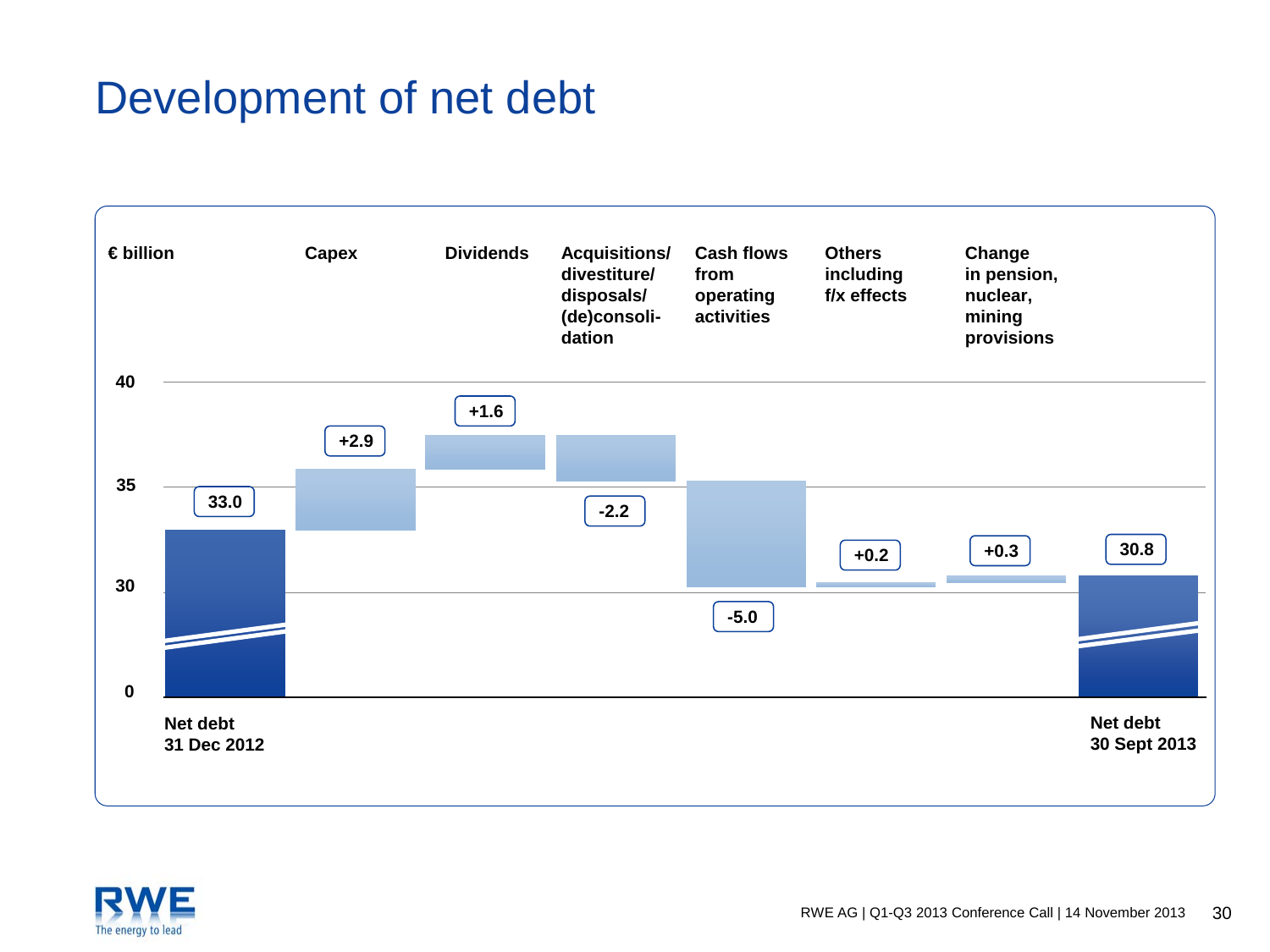# Development of net debt

€ billion

| | Net debt 31 Dec 2012 | Capex | Dividends | Acquisitions/ divestiture/ disposals/ (de)consoli-dation | Cash flows from operating activities | Others including f/x effects | Change in pension, nuclear, mining provisions | Net debt 30 Sept 2013 |
|---|---|---|---|---|---|---|---|---|
| € billion | 33.0 | +2.9 | +1.6 | -2.2 | -5.0 | +0.2 | +0.3 | 30.8 |

RWE AG | Q1-Q3 2013 Conference Call | 14 November 2013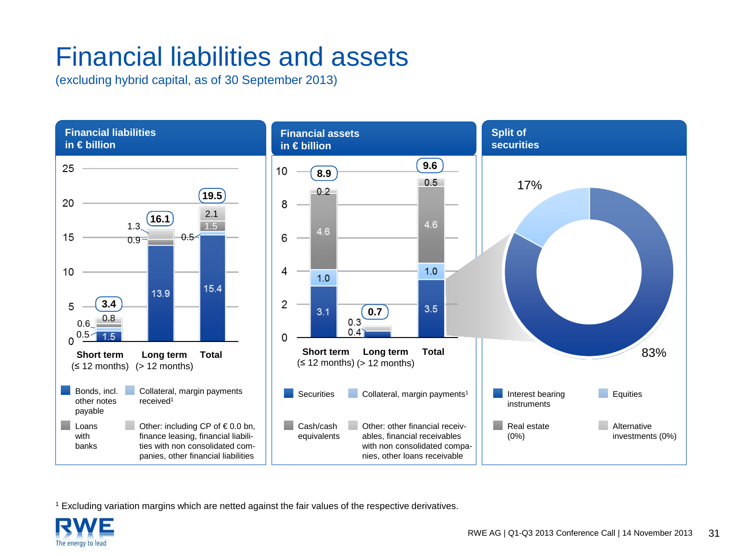# Financial liabilities and assets

(excluding hybrid capital, as of 30 September 2013)

## Financial liabilities in € billion

| | Short term (≤ 12 months) | Long term (> 12 months) | Total |
|---|---|---|---|
| Bonds, incl. other notes payable | 1.5 | 13.9 | 15.4 |
| Collateral, margin payments received[1] | 0.5 | | 0.5 |
| Loans with banks | 0.6 | 0.9 | 1.5 |
| Other: including CP of € 0.0 bn, finance leasing, financial liabilities with non consolidated companies, other financial liabilities | 0.8 | 1.3 | 2.1 |
| **Total** | **3.4** | **16.1** | **19.5** |

## Financial assets in € billion

| | Short term (≤ 12 months) | Long term (> 12 months) | Total |
|---|---|---|---|
| Securities | 3.1 | 0.4 | 3.5 |
| Collateral, margin payments[1] | 1.0 | | 1.0 |
| Cash/cash equivalents | 4.6 | | 4.6 |
| Other: other financial receivables, financial receivables with non consolidated companies, other loans receivable | 0.2 | 0.3 | 0.5 |
| **Total** | **8.9** | **0.7** | **9.6** |

## Split of securities

- Interest bearing instruments: 83%
- Equities: 17%
- Real estate (0%)
- Alternative investments (0%)

[1] Excluding variation margins which are netted against the fair values of the respective derivatives.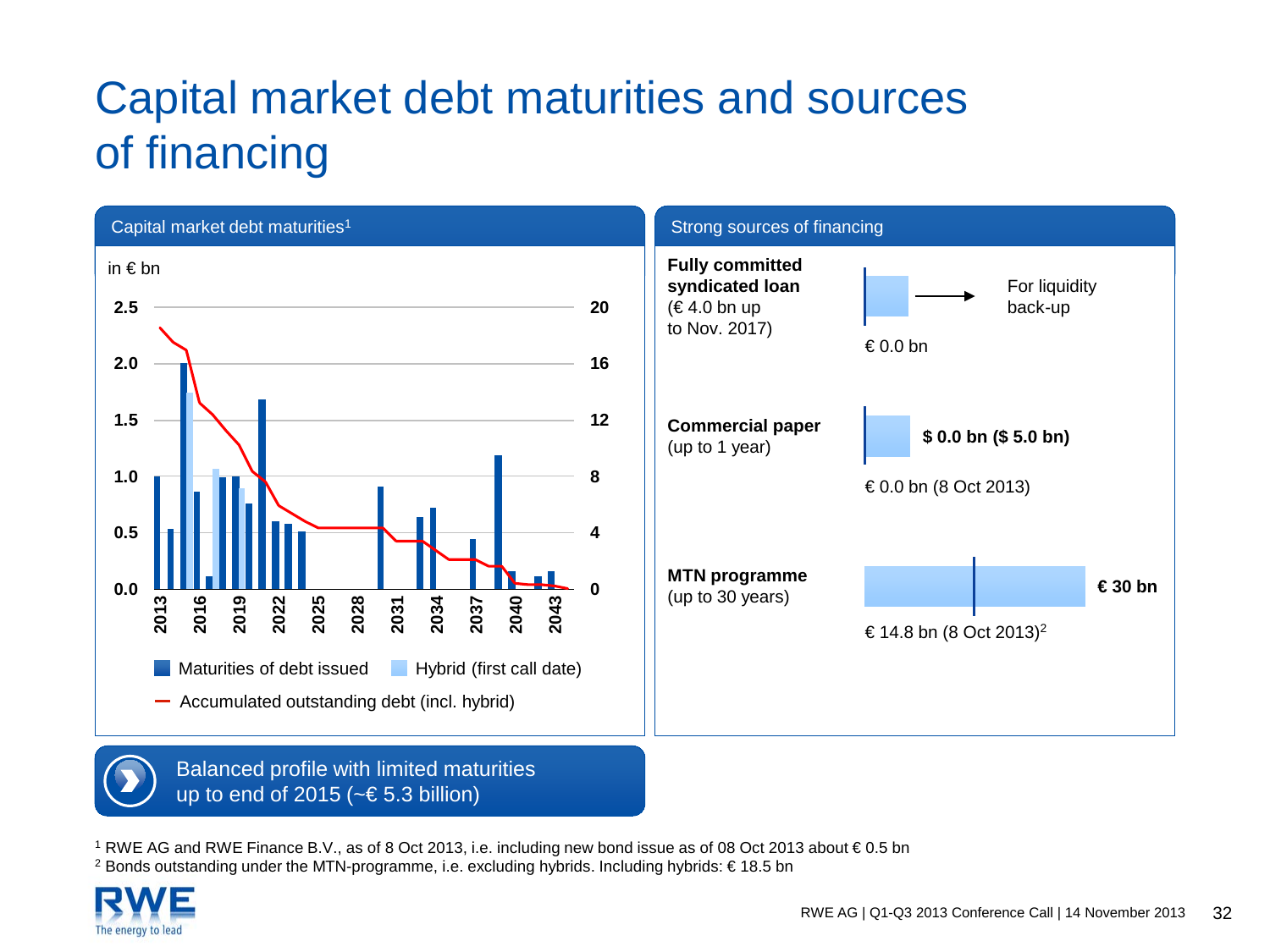# Capital market debt maturities and sources of financing

## Capital market debt maturities[1]

in € bn

Left axis: 0.0, 0.5, 1.0, 1.5, 2.0, 2.5 — Right axis: 0, 4, 8, 12, 16, 20

Years: 2013, 2016, 2019, 2022, 2025, 2028, 2031, 2034, 2037, 2040, 2043

- Maturities of debt issued
- Hybrid (first call date)
- Accumulated outstanding debt (incl. hybrid)

**Balanced profile with limited maturities up to end of 2015 (~€ 5.3 billion)**

## Strong sources of financing

**Fully committed syndicated loan** (€ 4.0 bn up to Nov. 2017)
- € 0.0 bn
- For liquidity back-up

**Commercial paper** (up to 1 year)
- **$ 0.0 bn ($ 5.0 bn)**
- € 0.0 bn (8 Oct 2013)

**MTN programme** (up to 30 years)
- **€ 30 bn**
- € 14.8 bn (8 Oct 2013)[2]

[1] RWE AG and RWE Finance B.V., as of 8 Oct 2013, i.e. including new bond issue as of 08 Oct 2013 about € 0.5 bn
[2] Bonds outstanding under the MTN-programme, i.e. excluding hybrids. Including hybrids: € 18.5 bn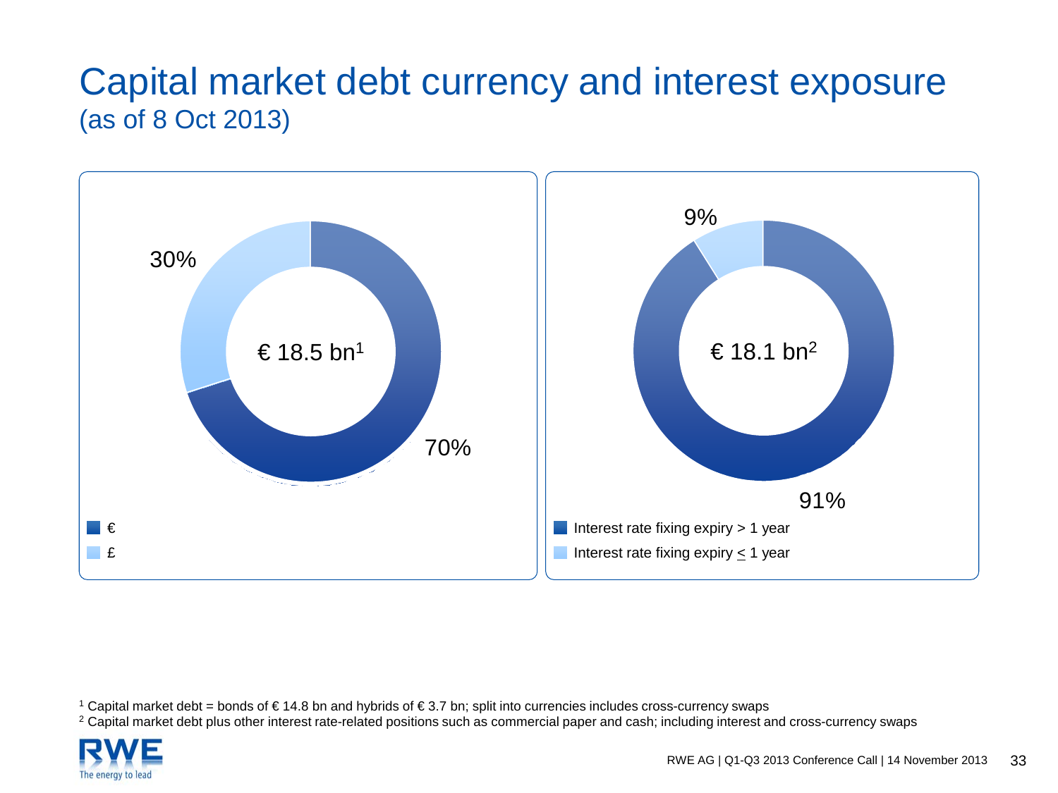# Capital market debt currency and interest exposure
(as of 8 Oct 2013)

€ 18.5 bn[1]

- €: 70%
- £: 30%

€ 18.1 bn[2]

- Interest rate fixing expiry > 1 year: 91%
- Interest rate fixing expiry ≤ 1 year: 9%

[1] Capital market debt = bonds of € 14.8 bn and hybrids of € 3.7 bn; split into currencies includes cross-currency swaps

[2] Capital market debt plus other interest rate-related positions such as commercial paper and cash; including interest and cross-currency swaps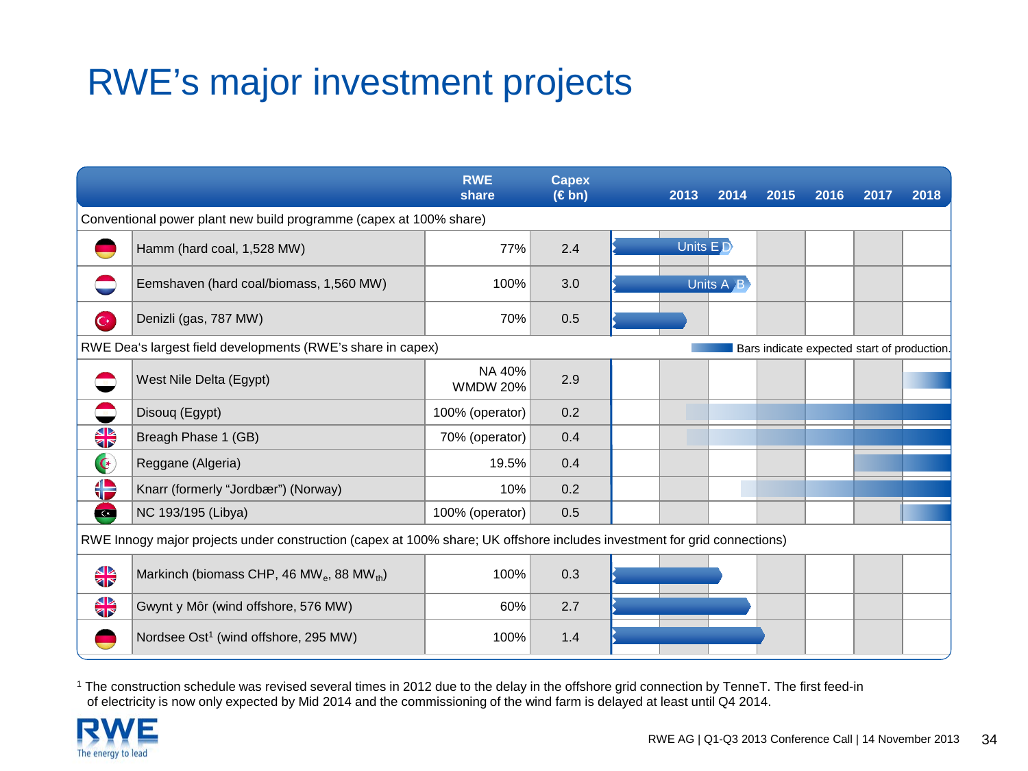# RWE's major investment projects

| | RWE share | Capex (€ bn) | 2013 | 2014 | 2015 | 2016 | 2017 | 2018 |
|---|---|---|---|---|---|---|---|---|
| **Conventional power plant new build programme (capex at 100% share)** | | | | | | | | |
| Hamm (hard coal, 1,528 MW) | 77% | 2.4 | Units E D | | | | | |
| Eemshaven (hard coal/biomass, 1,560 MW) | 100% | 3.0 | Units A B | | | | | |
| Denizli (gas, 787 MW) | 70% | 0.5 | | | | | | |
| **RWE Dea's largest field developments (RWE's share in capex)** | | | | | | | | |
| West Nile Delta (Egypt) | NA 40% WMDW 20% | 2.9 | | | | | | |
| Disouq (Egypt) | 100% (operator) | 0.2 | | | | | | |
| Breagh Phase 1 (GB) | 70% (operator) | 0.4 | | | | | | |
| Reggane (Algeria) | 19.5% | 0.4 | | | | | | |
| Knarr (formerly "Jordbær") (Norway) | 10% | 0.2 | | | | | | |
| NC 193/195 (Libya) | 100% (operator) | 0.5 | | | | | | |
| **RWE Innogy major projects under construction (capex at 100% share; UK offshore includes investment for grid connections)** | | | | | | | | |
| Markinch (biomass CHP, 46 $MW_e$, 88 $MW_{th}$) | 100% | 0.3 | | | | | | |
| Gwynt y Môr (wind offshore, 576 MW) | 60% | 2.7 | | | | | | |
| Nordsee Ost[1] (wind offshore, 295 MW) | 100% | 1.4 | | | | | | |

Bars indicate expected start of production.

[1] The construction schedule was revised several times in 2012 due to the delay in the offshore grid connection by TenneT. The first feed-in of electricity is now only expected by Mid 2014 and the commissioning of the wind farm is delayed at least until Q4 2014.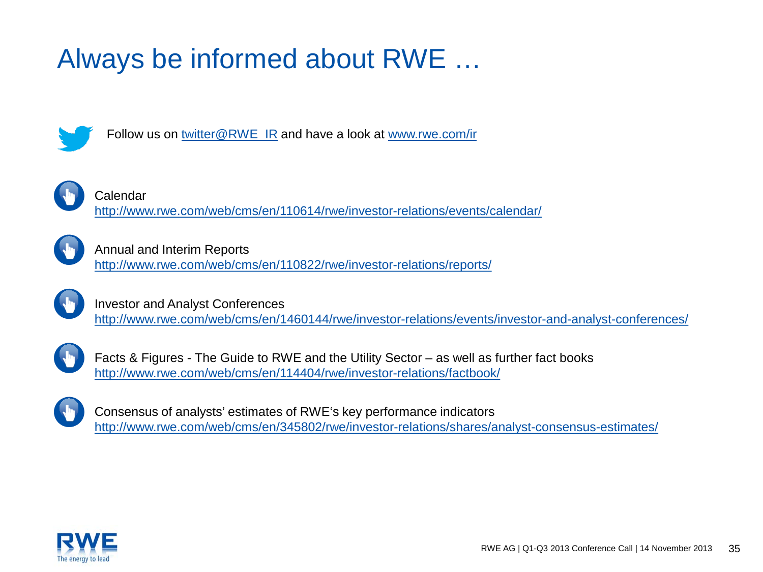# Always be informed about RWE …

Follow us on twitter@RWE_IR and have a look at www.rwe.com/ir

Calendar
http://www.rwe.com/web/cms/en/110614/rwe/investor-relations/events/calendar/

Annual and Interim Reports
http://www.rwe.com/web/cms/en/110822/rwe/investor-relations/reports/

Investor and Analyst Conferences
http://www.rwe.com/web/cms/en/1460144/rwe/investor-relations/events/investor-and-analyst-conferences/

Facts & Figures - The Guide to RWE and the Utility Sector – as well as further fact books
http://www.rwe.com/web/cms/en/114404/rwe/investor-relations/factbook/

Consensus of analysts' estimates of RWE's key performance indicators
http://www.rwe.com/web/cms/en/345802/rwe/investor-relations/shares/analyst-consensus-estimates/